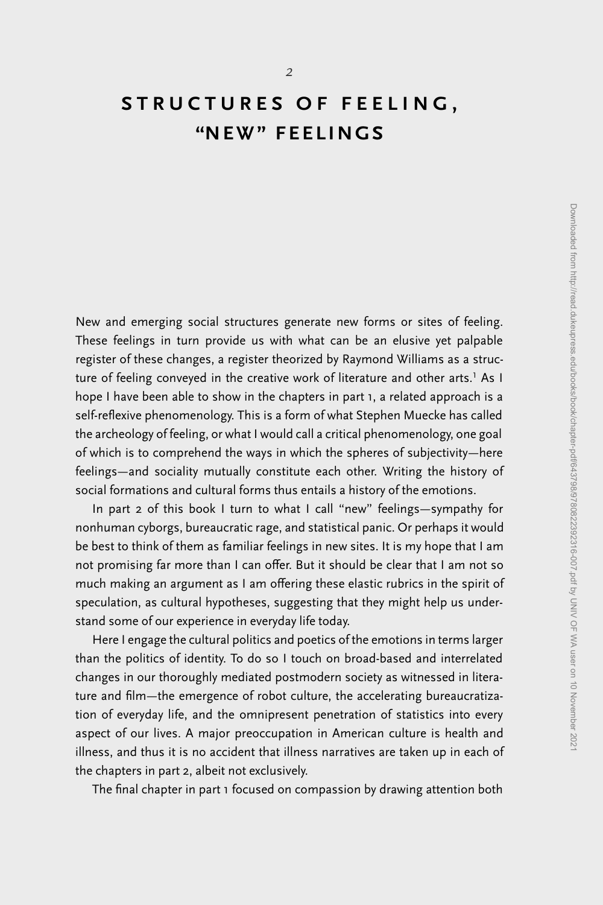# 2

# STRUCTURES OF FEELING, "NEW" FEELINGS

New and emerging social structures generate new forms or sites of feeling. These feelings in turn provide us with what can be an elusive yet palpable register of these changes, a register theorized by Raymond Williams as a structure of feeling conveyed in the creative work of literature and other arts.[1] As I hope I have been able to show in the chapters in part 1, a related approach is a self-reflexive phenomenology. This is a form of what Stephen Muecke has called the archeology of feeling, or what I would call a critical phenomenology, one goal of which is to comprehend the ways in which the spheres of subjectivity—here feelings—and sociality mutually constitute each other. Writing the history of social formations and cultural forms thus entails a history of the emotions.

In part 2 of this book I turn to what I call "new" feelings—sympathy for nonhuman cyborgs, bureaucratic rage, and statistical panic. Or perhaps it would be best to think of them as familiar feelings in new sites. It is my hope that I am not promising far more than I can offer. But it should be clear that I am not so much making an argument as I am offering these elastic rubrics in the spirit of speculation, as cultural hypotheses, suggesting that they might help us understand some of our experience in everyday life today.

Here I engage the cultural politics and poetics of the emotions in terms larger than the politics of identity. To do so I touch on broad-based and interrelated changes in our thoroughly mediated postmodern society as witnessed in literature and film—the emergence of robot culture, the accelerating bureaucratization of everyday life, and the omnipresent penetration of statistics into every aspect of our lives. A major preoccupation in American culture is health and illness, and thus it is no accident that illness narratives are taken up in each of the chapters in part 2, albeit not exclusively.

The final chapter in part 1 focused on compassion by drawing attention both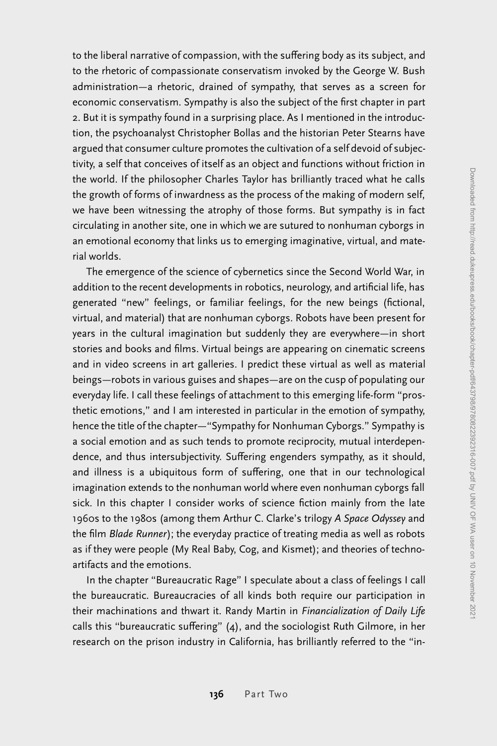to the liberal narrative of compassion, with the suffering body as its subject, and to the rhetoric of compassionate conservatism invoked by the George W. Bush administration—a rhetoric, drained of sympathy, that serves as a screen for economic conservatism. Sympathy is also the subject of the first chapter in part 2. But it is sympathy found in a surprising place. As I mentioned in the introduction, the psychoanalyst Christopher Bollas and the historian Peter Stearns have argued that consumer culture promotes the cultivation of a self devoid of subjectivity, a self that conceives of itself as an object and functions without friction in the world. If the philosopher Charles Taylor has brilliantly traced what he calls the growth of forms of inwardness as the process of the making of modern self, we have been witnessing the atrophy of those forms. But sympathy is in fact circulating in another site, one in which we are sutured to nonhuman cyborgs in an emotional economy that links us to emerging imaginative, virtual, and material worlds.

The emergence of the science of cybernetics since the Second World War, in addition to the recent developments in robotics, neurology, and artificial life, has generated "new" feelings, or familiar feelings, for the new beings (fictional, virtual, and material) that are nonhuman cyborgs. Robots have been present for years in the cultural imagination but suddenly they are everywhere—in short stories and books and films. Virtual beings are appearing on cinematic screens and in video screens in art galleries. I predict these virtual as well as material beings—robots in various guises and shapes—are on the cusp of populating our everyday life. I call these feelings of attachment to this emerging life-form "prosthetic emotions," and I am interested in particular in the emotion of sympathy, hence the title of the chapter—"Sympathy for Nonhuman Cyborgs." Sympathy is a social emotion and as such tends to promote reciprocity, mutual interdependence, and thus intersubjectivity. Suffering engenders sympathy, as it should, and illness is a ubiquitous form of suffering, one that in our technological imagination extends to the nonhuman world where even nonhuman cyborgs fall sick. In this chapter I consider works of science fiction mainly from the late 1960s to the 1980s (among them Arthur C. Clarke's trilogy *A Space Odyssey* and the film *Blade Runner*); the everyday practice of treating media as well as robots as if they were people (My Real Baby, Cog, and Kismet); and theories of techno-artifacts and the emotions.

In the chapter "Bureaucratic Rage" I speculate about a class of feelings I call the bureaucratic. Bureaucracies of all kinds both require our participation in their machinations and thwart it. Randy Martin in *Financialization of Daily Life* calls this "bureaucratic suffering" (4), and the sociologist Ruth Gilmore, in her research on the prison industry in California, has brilliantly referred to the "in-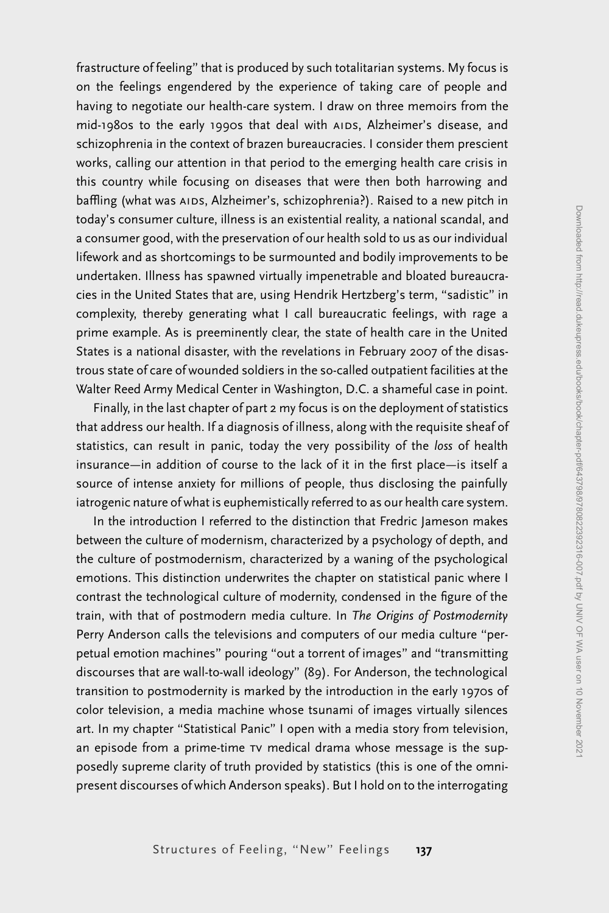frastructure of feeling" that is produced by such totalitarian systems. My focus is on the feelings engendered by the experience of taking care of people and having to negotiate our health-care system. I draw on three memoirs from the mid-1980s to the early 1990s that deal with AIDS, Alzheimer's disease, and schizophrenia in the context of brazen bureaucracies. I consider them prescient works, calling our attention in that period to the emerging health care crisis in this country while focusing on diseases that were then both harrowing and baffling (what was AIDS, Alzheimer's, schizophrenia?). Raised to a new pitch in today's consumer culture, illness is an existential reality, a national scandal, and a consumer good, with the preservation of our health sold to us as our individual lifework and as shortcomings to be surmounted and bodily improvements to be undertaken. Illness has spawned virtually impenetrable and bloated bureaucracies in the United States that are, using Hendrik Hertzberg's term, "sadistic" in complexity, thereby generating what I call bureaucratic feelings, with rage a prime example. As is preeminently clear, the state of health care in the United States is a national disaster, with the revelations in February 2007 of the disastrous state of care of wounded soldiers in the so-called outpatient facilities at the Walter Reed Army Medical Center in Washington, D.C. a shameful case in point.

Finally, in the last chapter of part 2 my focus is on the deployment of statistics that address our health. If a diagnosis of illness, along with the requisite sheaf of statistics, can result in panic, today the very possibility of the *loss* of health insurance—in addition of course to the lack of it in the first place—is itself a source of intense anxiety for millions of people, thus disclosing the painfully iatrogenic nature of what is euphemistically referred to as our health care system.

In the introduction I referred to the distinction that Fredric Jameson makes between the culture of modernism, characterized by a psychology of depth, and the culture of postmodernism, characterized by a waning of the psychological emotions. This distinction underwrites the chapter on statistical panic where I contrast the technological culture of modernity, condensed in the figure of the train, with that of postmodern media culture. In *The Origins of Postmodernity* Perry Anderson calls the televisions and computers of our media culture "perpetual emotion machines" pouring "out a torrent of images" and "transmitting discourses that are wall-to-wall ideology" (89). For Anderson, the technological transition to postmodernity is marked by the introduction in the early 1970s of color television, a media machine whose tsunami of images virtually silences art. In my chapter "Statistical Panic" I open with a media story from television, an episode from a prime-time TV medical drama whose message is the supposedly supreme clarity of truth provided by statistics (this is one of the omnipresent discourses of which Anderson speaks). But I hold on to the interrogating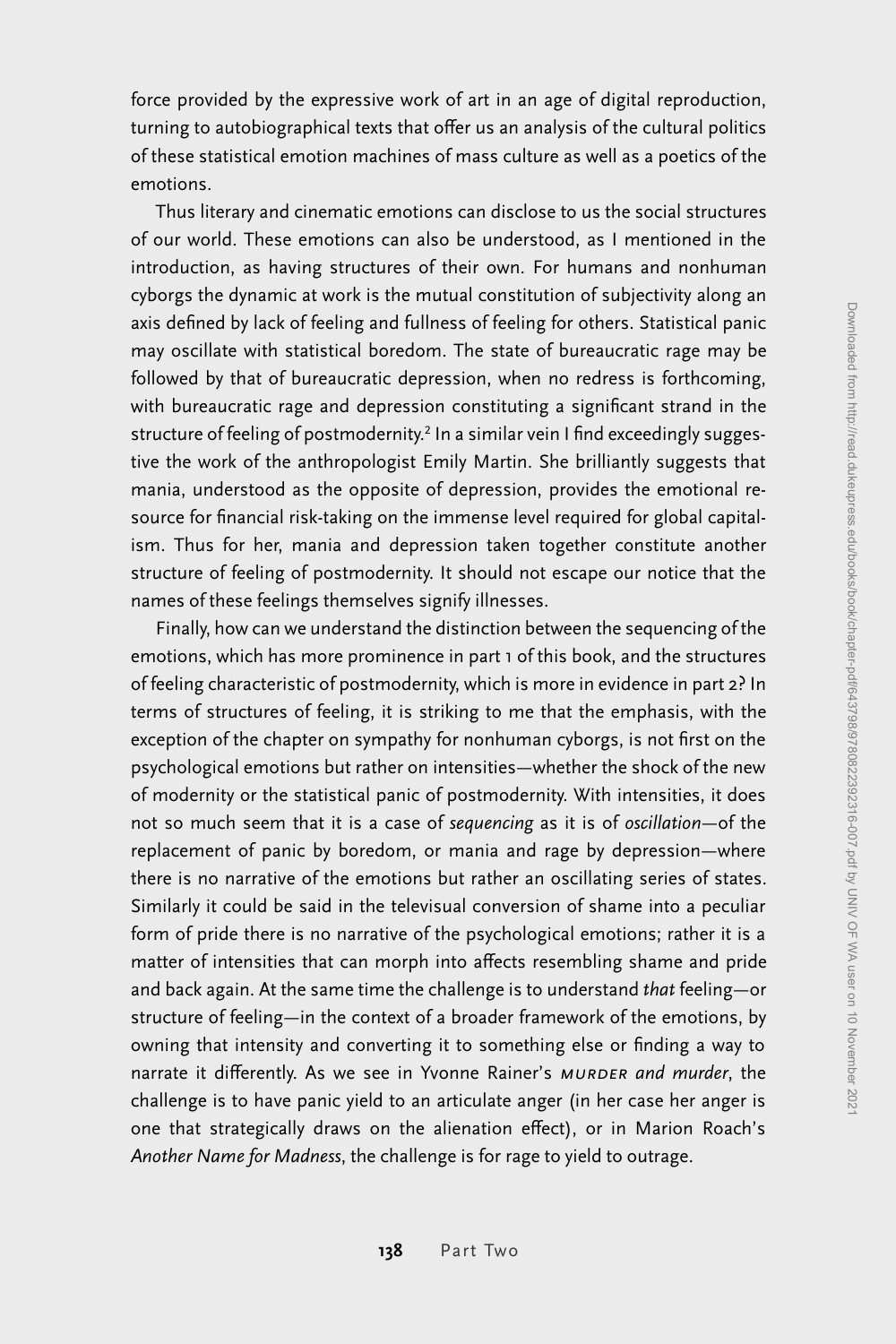force provided by the expressive work of art in an age of digital reproduction, turning to autobiographical texts that offer us an analysis of the cultural politics of these statistical emotion machines of mass culture as well as a poetics of the emotions.

Thus literary and cinematic emotions can disclose to us the social structures of our world. These emotions can also be understood, as I mentioned in the introduction, as having structures of their own. For humans and nonhuman cyborgs the dynamic at work is the mutual constitution of subjectivity along an axis defined by lack of feeling and fullness of feeling for others. Statistical panic may oscillate with statistical boredom. The state of bureaucratic rage may be followed by that of bureaucratic depression, when no redress is forthcoming, with bureaucratic rage and depression constituting a significant strand in the structure of feeling of postmodernity.[2] In a similar vein I find exceedingly suggestive the work of the anthropologist Emily Martin. She brilliantly suggests that mania, understood as the opposite of depression, provides the emotional resource for financial risk-taking on the immense level required for global capitalism. Thus for her, mania and depression taken together constitute another structure of feeling of postmodernity. It should not escape our notice that the names of these feelings themselves signify illnesses.

Finally, how can we understand the distinction between the sequencing of the emotions, which has more prominence in part 1 of this book, and the structures of feeling characteristic of postmodernity, which is more in evidence in part 2? In terms of structures of feeling, it is striking to me that the emphasis, with the exception of the chapter on sympathy for nonhuman cyborgs, is not first on the psychological emotions but rather on intensities—whether the shock of the new of modernity or the statistical panic of postmodernity. With intensities, it does not so much seem that it is a case of *sequencing* as it is of *oscillation*—of the replacement of panic by boredom, or mania and rage by depression—where there is no narrative of the emotions but rather an oscillating series of states. Similarly it could be said in the televisual conversion of shame into a peculiar form of pride there is no narrative of the psychological emotions; rather it is a matter of intensities that can morph into affects resembling shame and pride and back again. At the same time the challenge is to understand *that* feeling—or structure of feeling—in the context of a broader framework of the emotions, by owning that intensity and converting it to something else or finding a way to narrate it differently. As we see in Yvonne Rainer's *MURDER and murder*, the challenge is to have panic yield to an articulate anger (in her case her anger is one that strategically draws on the alienation effect), or in Marion Roach's *Another Name for Madness*, the challenge is for rage to yield to outrage.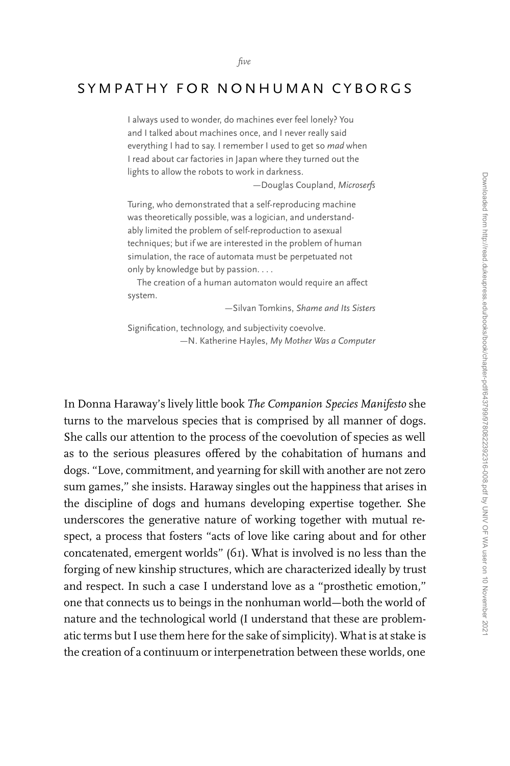*five*

# SYMPATHY FOR NONHUMAN CYBORGS

> I always used to wonder, do machines ever feel lonely? You and I talked about machines once, and I never really said everything I had to say. I remember I used to get so *mad* when I read about car factories in Japan where they turned out the lights to allow the robots to work in darkness.
>
> —Douglas Coupland, *Microserfs*

> Turing, who demonstrated that a self-reproducing machine was theoretically possible, was a logician, and understandably limited the problem of self-reproduction to asexual techniques; but if we are interested in the problem of human simulation, the race of automata must be perpetuated not only by knowledge but by passion. . . .
>
> The creation of a human automaton would require an affect system.
>
> —Silvan Tomkins, *Shame and Its Sisters*

> Signification, technology, and subjectivity coevolve.
>
> —N. Katherine Hayles, *My Mother Was a Computer*

In Donna Haraway's lively little book *The Companion Species Manifesto* she turns to the marvelous species that is comprised by all manner of dogs. She calls our attention to the process of the coevolution of species as well as to the serious pleasures offered by the cohabitation of humans and dogs. "Love, commitment, and yearning for skill with another are not zero sum games," she insists. Haraway singles out the happiness that arises in the discipline of dogs and humans developing expertise together. She underscores the generative nature of working together with mutual respect, a process that fosters "acts of love like caring about and for other concatenated, emergent worlds" (61). What is involved is no less than the forging of new kinship structures, which are characterized ideally by trust and respect. In such a case I understand love as a "prosthetic emotion," one that connects us to beings in the nonhuman world—both the world of nature and the technological world (I understand that these are problematic terms but I use them here for the sake of simplicity). What is at stake is the creation of a continuum or interpenetration between these worlds, one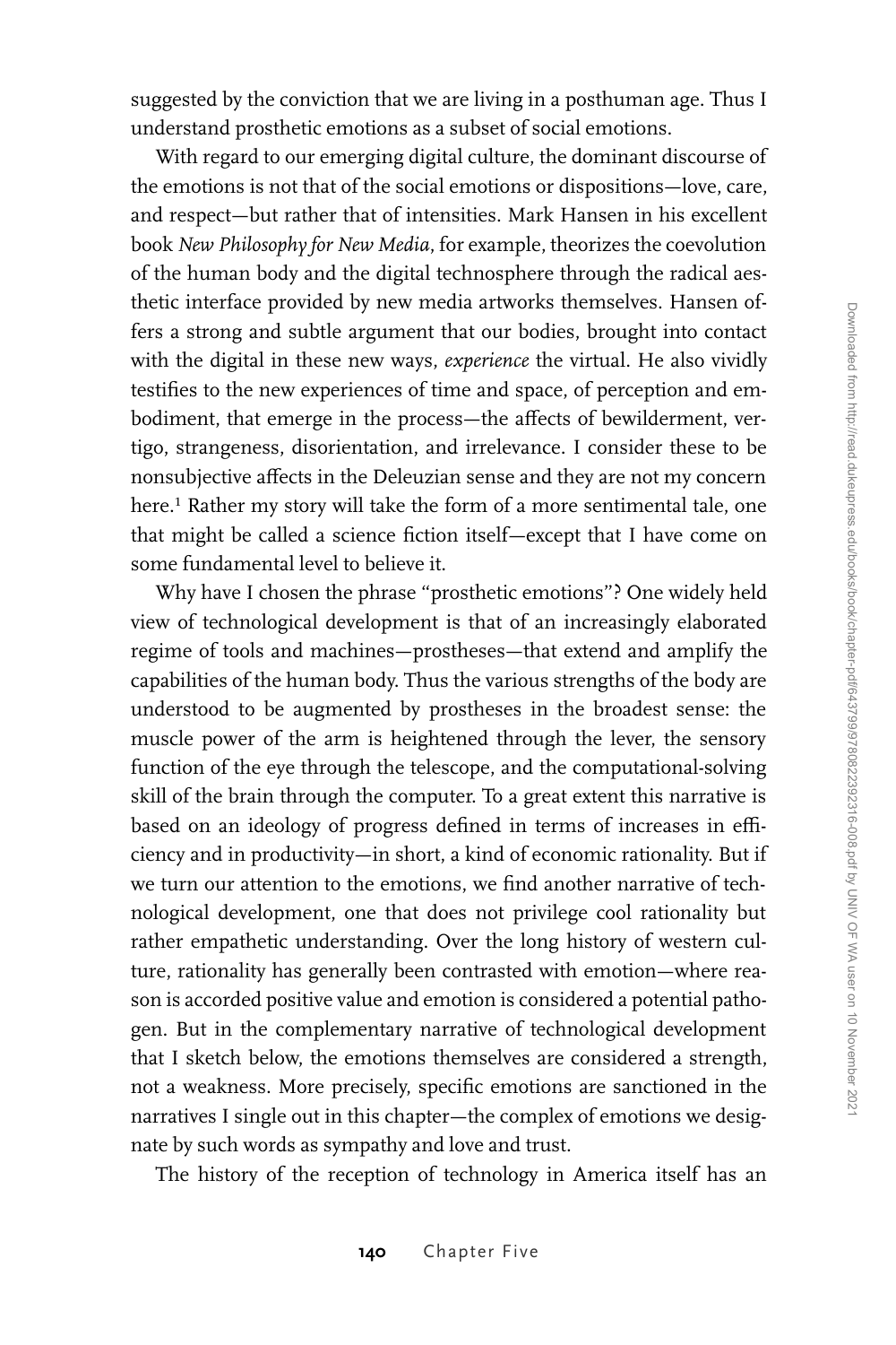suggested by the conviction that we are living in a posthuman age. Thus I understand prosthetic emotions as a subset of social emotions.

With regard to our emerging digital culture, the dominant discourse of the emotions is not that of the social emotions or dispositions—love, care, and respect—but rather that of intensities. Mark Hansen in his excellent book *New Philosophy for New Media*, for example, theorizes the coevolution of the human body and the digital technosphere through the radical aesthetic interface provided by new media artworks themselves. Hansen offers a strong and subtle argument that our bodies, brought into contact with the digital in these new ways, *experience* the virtual. He also vividly testifies to the new experiences of time and space, of perception and embodiment, that emerge in the process—the affects of bewilderment, vertigo, strangeness, disorientation, and irrelevance. I consider these to be nonsubjective affects in the Deleuzian sense and they are not my concern here.[1] Rather my story will take the form of a more sentimental tale, one that might be called a science fiction itself—except that I have come on some fundamental level to believe it.

Why have I chosen the phrase "prosthetic emotions"? One widely held view of technological development is that of an increasingly elaborated regime of tools and machines—prostheses—that extend and amplify the capabilities of the human body. Thus the various strengths of the body are understood to be augmented by prostheses in the broadest sense: the muscle power of the arm is heightened through the lever, the sensory function of the eye through the telescope, and the computational-solving skill of the brain through the computer. To a great extent this narrative is based on an ideology of progress defined in terms of increases in efficiency and in productivity—in short, a kind of economic rationality. But if we turn our attention to the emotions, we find another narrative of technological development, one that does not privilege cool rationality but rather empathetic understanding. Over the long history of western culture, rationality has generally been contrasted with emotion—where reason is accorded positive value and emotion is considered a potential pathogen. But in the complementary narrative of technological development that I sketch below, the emotions themselves are considered a strength, not a weakness. More precisely, specific emotions are sanctioned in the narratives I single out in this chapter—the complex of emotions we designate by such words as sympathy and love and trust.

The history of the reception of technology in America itself has an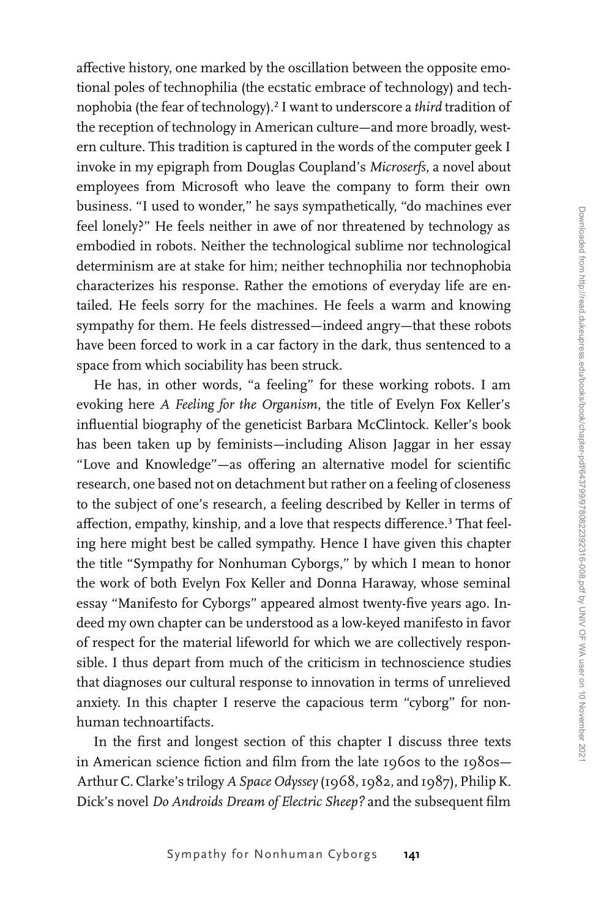affective history, one marked by the oscillation between the opposite emotional poles of technophilia (the ecstatic embrace of technology) and technophobia (the fear of technology).[2] I want to underscore a *third* tradition of the reception of technology in American culture—and more broadly, western culture. This tradition is captured in the words of the computer geek I invoke in my epigraph from Douglas Coupland's *Microserfs*, a novel about employees from Microsoft who leave the company to form their own business. "I used to wonder," he says sympathetically, "do machines ever feel lonely?" He feels neither in awe of nor threatened by technology as embodied in robots. Neither the technological sublime nor technological determinism are at stake for him; neither technophilia nor technophobia characterizes his response. Rather the emotions of everyday life are entailed. He feels sorry for the machines. He feels a warm and knowing sympathy for them. He feels distressed—indeed angry—that these robots have been forced to work in a car factory in the dark, thus sentenced to a space from which sociability has been struck.

He has, in other words, "a feeling" for these working robots. I am evoking here *A Feeling for the Organism*, the title of Evelyn Fox Keller's influential biography of the geneticist Barbara McClintock. Keller's book has been taken up by feminists—including Alison Jaggar in her essay "Love and Knowledge"—as offering an alternative model for scientific research, one based not on detachment but rather on a feeling of closeness to the subject of one's research, a feeling described by Keller in terms of affection, empathy, kinship, and a love that respects difference.[3] That feeling here might best be called sympathy. Hence I have given this chapter the title "Sympathy for Nonhuman Cyborgs," by which I mean to honor the work of both Evelyn Fox Keller and Donna Haraway, whose seminal essay "Manifesto for Cyborgs" appeared almost twenty-five years ago. Indeed my own chapter can be understood as a low-keyed manifesto in favor of respect for the material lifeworld for which we are collectively responsible. I thus depart from much of the criticism in technoscience studies that diagnoses our cultural response to innovation in terms of unrelieved anxiety. In this chapter I reserve the capacious term "cyborg" for nonhuman technoartifacts.

In the first and longest section of this chapter I discuss three texts in American science fiction and film from the late 1960s to the 1980s—Arthur C. Clarke's trilogy *A Space Odyssey* (1968, 1982, and 1987), Philip K. Dick's novel *Do Androids Dream of Electric Sheep?* and the subsequent film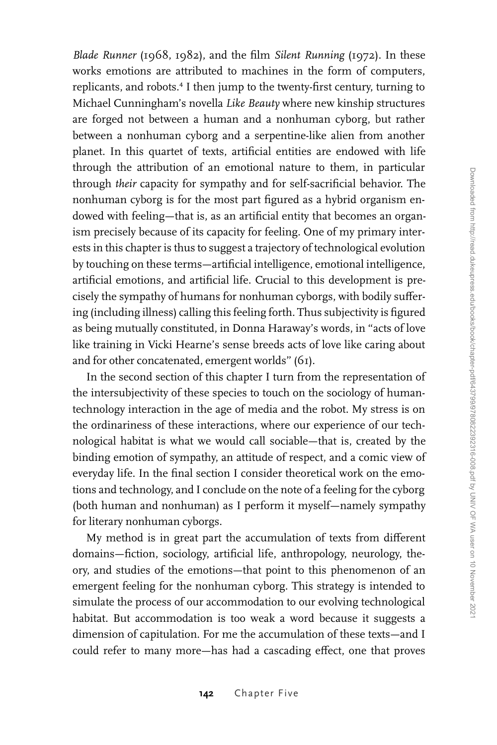*Blade Runner* (1968, 1982), and the film *Silent Running* (1972). In these works emotions are attributed to machines in the form of computers, replicants, and robots.[4] I then jump to the twenty-first century, turning to Michael Cunningham's novella *Like Beauty* where new kinship structures are forged not between a human and a nonhuman cyborg, but rather between a nonhuman cyborg and a serpentine-like alien from another planet. In this quartet of texts, artificial entities are endowed with life through the attribution of an emotional nature to them, in particular through *their* capacity for sympathy and for self-sacrificial behavior. The nonhuman cyborg is for the most part figured as a hybrid organism endowed with feeling—that is, as an artificial entity that becomes an organism precisely because of its capacity for feeling. One of my primary interests in this chapter is thus to suggest a trajectory of technological evolution by touching on these terms—artificial intelligence, emotional intelligence, artificial emotions, and artificial life. Crucial to this development is precisely the sympathy of humans for nonhuman cyborgs, with bodily suffering (including illness) calling this feeling forth. Thus subjectivity is figured as being mutually constituted, in Donna Haraway's words, in "acts of love like training in Vicki Hearne's sense breeds acts of love like caring about and for other concatenated, emergent worlds" (61).

In the second section of this chapter I turn from the representation of the intersubjectivity of these species to touch on the sociology of human-technology interaction in the age of media and the robot. My stress is on the ordinariness of these interactions, where our experience of our technological habitat is what we would call sociable—that is, created by the binding emotion of sympathy, an attitude of respect, and a comic view of everyday life. In the final section I consider theoretical work on the emotions and technology, and I conclude on the note of a feeling for the cyborg (both human and nonhuman) as I perform it myself—namely sympathy for literary nonhuman cyborgs.

My method is in great part the accumulation of texts from different domains—fiction, sociology, artificial life, anthropology, neurology, theory, and studies of the emotions—that point to this phenomenon of an emergent feeling for the nonhuman cyborg. This strategy is intended to simulate the process of our accommodation to our evolving technological habitat. But accommodation is too weak a word because it suggests a dimension of capitulation. For me the accumulation of these texts—and I could refer to many more—has had a cascading effect, one that proves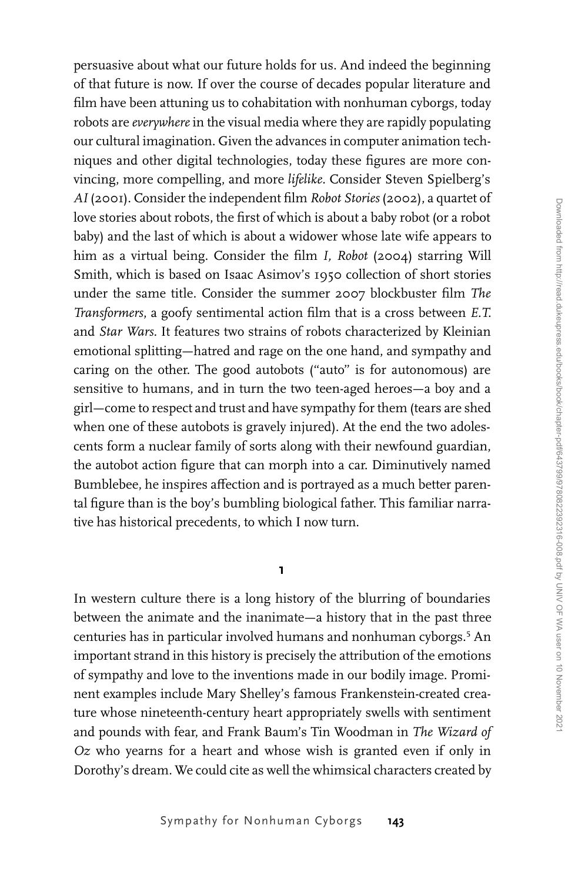persuasive about what our future holds for us. And indeed the beginning of that future is now. If over the course of decades popular literature and film have been attuning us to cohabitation with nonhuman cyborgs, today robots are *everywhere* in the visual media where they are rapidly populating our cultural imagination. Given the advances in computer animation techniques and other digital technologies, today these figures are more convincing, more compelling, and more *lifelike*. Consider Steven Spielberg's *AI* (2001). Consider the independent film *Robot Stories* (2002), a quartet of love stories about robots, the first of which is about a baby robot (or a robot baby) and the last of which is about a widower whose late wife appears to him as a virtual being. Consider the film *I, Robot* (2004) starring Will Smith, which is based on Isaac Asimov's 1950 collection of short stories under the same title. Consider the summer 2007 blockbuster film *The Transformers*, a goofy sentimental action film that is a cross between *E.T.* and *Star Wars*. It features two strains of robots characterized by Kleinian emotional splitting—hatred and rage on the one hand, and sympathy and caring on the other. The good autobots ("auto" is for autonomous) are sensitive to humans, and in turn the two teen-aged heroes—a boy and a girl—come to respect and trust and have sympathy for them (tears are shed when one of these autobots is gravely injured). At the end the two adolescents form a nuclear family of sorts along with their newfound guardian, the autobot action figure that can morph into a car. Diminutively named Bumblebee, he inspires affection and is portrayed as a much better parental figure than is the boy's bumbling biological father. This familiar narrative has historical precedents, to which I now turn.

## 1

In western culture there is a long history of the blurring of boundaries between the animate and the inanimate—a history that in the past three centuries has in particular involved humans and nonhuman cyborgs.[5] An important strand in this history is precisely the attribution of the emotions of sympathy and love to the inventions made in our bodily image. Prominent examples include Mary Shelley's famous Frankenstein-created creature whose nineteenth-century heart appropriately swells with sentiment and pounds with fear, and Frank Baum's Tin Woodman in *The Wizard of Oz* who yearns for a heart and whose wish is granted even if only in Dorothy's dream. We could cite as well the whimsical characters created by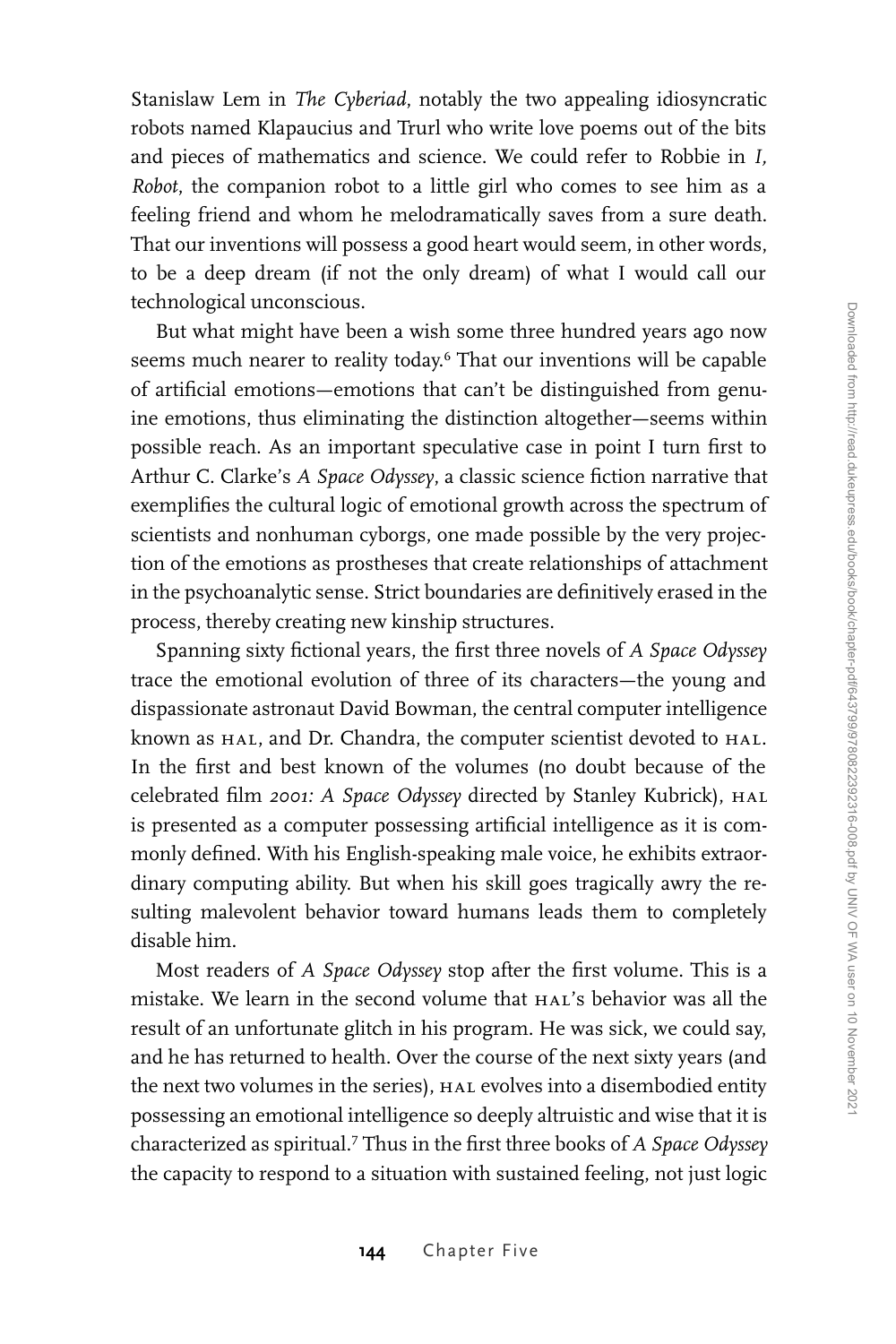Stanislaw Lem in *The Cyberiad*, notably the two appealing idiosyncratic robots named Klapaucius and Trurl who write love poems out of the bits and pieces of mathematics and science. We could refer to Robbie in *I, Robot*, the companion robot to a little girl who comes to see him as a feeling friend and whom he melodramatically saves from a sure death. That our inventions will possess a good heart would seem, in other words, to be a deep dream (if not the only dream) of what I would call our technological unconscious.

But what might have been a wish some three hundred years ago now seems much nearer to reality today.[6] That our inventions will be capable of artificial emotions—emotions that can't be distinguished from genuine emotions, thus eliminating the distinction altogether—seems within possible reach. As an important speculative case in point I turn first to Arthur C. Clarke's *A Space Odyssey*, a classic science fiction narrative that exemplifies the cultural logic of emotional growth across the spectrum of scientists and nonhuman cyborgs, one made possible by the very projection of the emotions as prostheses that create relationships of attachment in the psychoanalytic sense. Strict boundaries are definitively erased in the process, thereby creating new kinship structures.

Spanning sixty fictional years, the first three novels of *A Space Odyssey* trace the emotional evolution of three of its characters—the young and dispassionate astronaut David Bowman, the central computer intelligence known as HAL, and Dr. Chandra, the computer scientist devoted to HAL. In the first and best known of the volumes (no doubt because of the celebrated film *2001: A Space Odyssey* directed by Stanley Kubrick), HAL is presented as a computer possessing artificial intelligence as it is commonly defined. With his English-speaking male voice, he exhibits extraordinary computing ability. But when his skill goes tragically awry the resulting malevolent behavior toward humans leads them to completely disable him.

Most readers of *A Space Odyssey* stop after the first volume. This is a mistake. We learn in the second volume that HAL's behavior was all the result of an unfortunate glitch in his program. He was sick, we could say, and he has returned to health. Over the course of the next sixty years (and the next two volumes in the series), HAL evolves into a disembodied entity possessing an emotional intelligence so deeply altruistic and wise that it is characterized as spiritual.[7] Thus in the first three books of *A Space Odyssey* the capacity to respond to a situation with sustained feeling, not just logic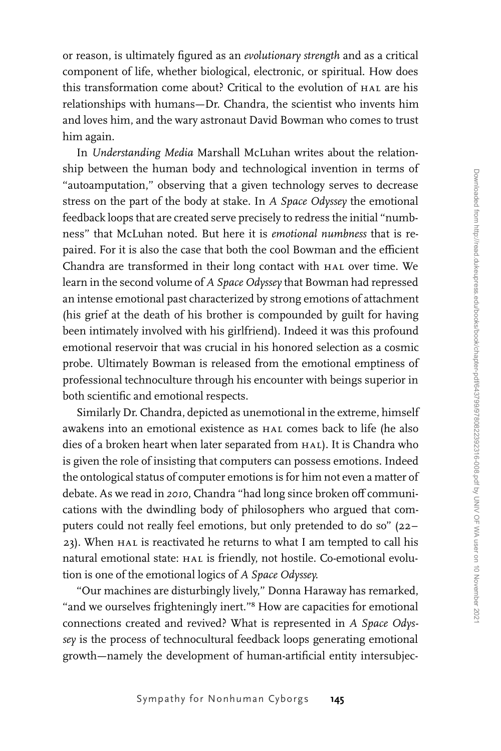or reason, is ultimately figured as an *evolutionary strength* and as a critical component of life, whether biological, electronic, or spiritual. How does this transformation come about? Critical to the evolution of HAL are his relationships with humans—Dr. Chandra, the scientist who invents him and loves him, and the wary astronaut David Bowman who comes to trust him again.

In *Understanding Media* Marshall McLuhan writes about the relationship between the human body and technological invention in terms of "autoamputation," observing that a given technology serves to decrease stress on the part of the body at stake. In *A Space Odyssey* the emotional feedback loops that are created serve precisely to redress the initial "numbness" that McLuhan noted. But here it is *emotional numbness* that is repaired. For it is also the case that both the cool Bowman and the efficient Chandra are transformed in their long contact with HAL over time. We learn in the second volume of *A Space Odyssey* that Bowman had repressed an intense emotional past characterized by strong emotions of attachment (his grief at the death of his brother is compounded by guilt for having been intimately involved with his girlfriend). Indeed it was this profound emotional reservoir that was crucial in his honored selection as a cosmic probe. Ultimately Bowman is released from the emotional emptiness of professional technoculture through his encounter with beings superior in both scientific and emotional respects.

Similarly Dr. Chandra, depicted as unemotional in the extreme, himself awakens into an emotional existence as HAL comes back to life (he also dies of a broken heart when later separated from HAL). It is Chandra who is given the role of insisting that computers can possess emotions. Indeed the ontological status of computer emotions is for him not even a matter of debate. As we read in *2010*, Chandra "had long since broken off communications with the dwindling body of philosophers who argued that computers could not really feel emotions, but only pretended to do so" (22–23). When HAL is reactivated he returns to what I am tempted to call his natural emotional state: HAL is friendly, not hostile. Co-emotional evolution is one of the emotional logics of *A Space Odyssey*.

"Our machines are disturbingly lively," Donna Haraway has remarked, "and we ourselves frighteningly inert."[8] How are capacities for emotional connections created and revived? What is represented in *A Space Odyssey* is the process of technocultural feedback loops generating emotional growth—namely the development of human-artificial entity intersubjec-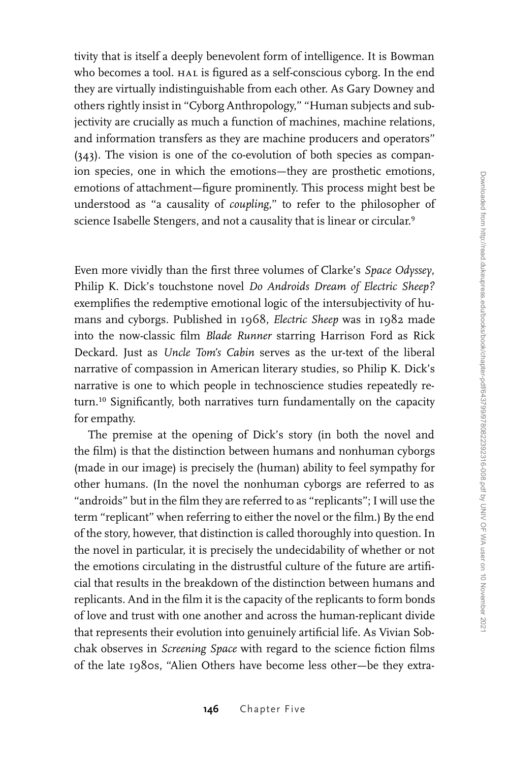tivity that is itself a deeply benevolent form of intelligence. It is Bowman who becomes a tool. HAL is figured as a self-conscious cyborg. In the end they are virtually indistinguishable from each other. As Gary Downey and others rightly insist in "Cyborg Anthropology," "Human subjects and subjectivity are crucially as much a function of machines, machine relations, and information transfers as they are machine producers and operators" (343). The vision is one of the co-evolution of both species as companion species, one in which the emotions—they are prosthetic emotions, emotions of attachment—figure prominently. This process might best be understood as "a causality of *coupling*," to refer to the philosopher of science Isabelle Stengers, and not a causality that is linear or circular.[9]

Even more vividly than the first three volumes of Clarke's *Space Odyssey*, Philip K. Dick's touchstone novel *Do Androids Dream of Electric Sheep?* exemplifies the redemptive emotional logic of the intersubjectivity of humans and cyborgs. Published in 1968, *Electric Sheep* was in 1982 made into the now-classic film *Blade Runner* starring Harrison Ford as Rick Deckard. Just as *Uncle Tom's Cabin* serves as the ur-text of the liberal narrative of compassion in American literary studies, so Philip K. Dick's narrative is one to which people in technoscience studies repeatedly return.[10] Significantly, both narratives turn fundamentally on the capacity for empathy.

The premise at the opening of Dick's story (in both the novel and the film) is that the distinction between humans and nonhuman cyborgs (made in our image) is precisely the (human) ability to feel sympathy for other humans. (In the novel the nonhuman cyborgs are referred to as "androids" but in the film they are referred to as "replicants"; I will use the term "replicant" when referring to either the novel or the film.) By the end of the story, however, that distinction is called thoroughly into question. In the novel in particular, it is precisely the undecidability of whether or not the emotions circulating in the distrustful culture of the future are artificial that results in the breakdown of the distinction between humans and replicants. And in the film it is the capacity of the replicants to form bonds of love and trust with one another and across the human-replicant divide that represents their evolution into genuinely artificial life. As Vivian Sobchak observes in *Screening Space* with regard to the science fiction films of the late 1980s, "Alien Others have become less other—be they extra-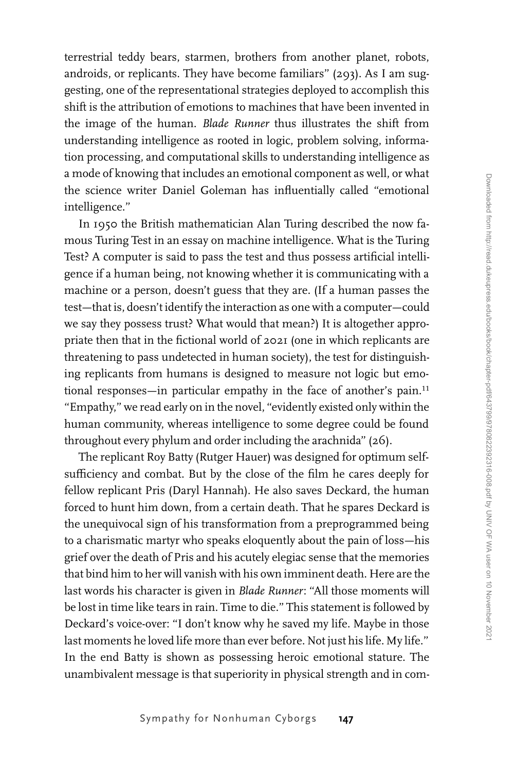terrestrial teddy bears, starmen, brothers from another planet, robots, androids, or replicants. They have become familiars" (293). As I am suggesting, one of the representational strategies deployed to accomplish this shift is the attribution of emotions to machines that have been invented in the image of the human. *Blade Runner* thus illustrates the shift from understanding intelligence as rooted in logic, problem solving, information processing, and computational skills to understanding intelligence as a mode of knowing that includes an emotional component as well, or what the science writer Daniel Goleman has influentially called "emotional intelligence."

In 1950 the British mathematician Alan Turing described the now famous Turing Test in an essay on machine intelligence. What is the Turing Test? A computer is said to pass the test and thus possess artificial intelligence if a human being, not knowing whether it is communicating with a machine or a person, doesn't guess that they are. (If a human passes the test—that is, doesn't identify the interaction as one with a computer—could we say they possess trust? What would that mean?) It is altogether appropriate then that in the fictional world of 2021 (one in which replicants are threatening to pass undetected in human society), the test for distinguishing replicants from humans is designed to measure not logic but emotional responses—in particular empathy in the face of another's pain.[11] "Empathy," we read early on in the novel, "evidently existed only within the human community, whereas intelligence to some degree could be found throughout every phylum and order including the arachnida" (26).

The replicant Roy Batty (Rutger Hauer) was designed for optimum self-sufficiency and combat. But by the close of the film he cares deeply for fellow replicant Pris (Daryl Hannah). He also saves Deckard, the human forced to hunt him down, from a certain death. That he spares Deckard is the unequivocal sign of his transformation from a preprogrammed being to a charismatic martyr who speaks eloquently about the pain of loss—his grief over the death of Pris and his acutely elegiac sense that the memories that bind him to her will vanish with his own imminent death. Here are the last words his character is given in *Blade Runner*: "All those moments will be lost in time like tears in rain. Time to die." This statement is followed by Deckard's voice-over: "I don't know why he saved my life. Maybe in those last moments he loved life more than ever before. Not just his life. My life." In the end Batty is shown as possessing heroic emotional stature. The unambivalent message is that superiority in physical strength and in com-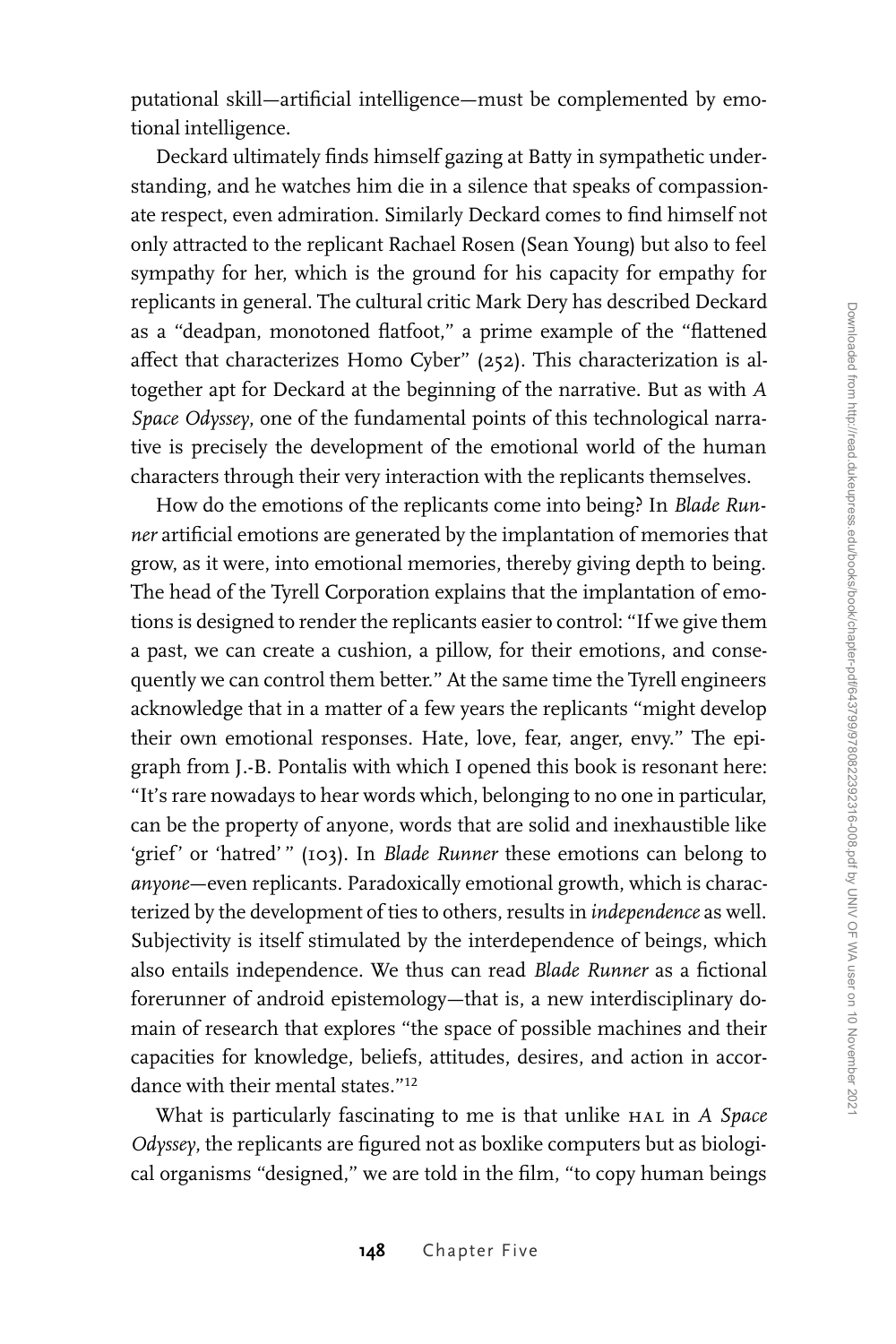putational skill—artificial intelligence—must be complemented by emotional intelligence.

Deckard ultimately finds himself gazing at Batty in sympathetic understanding, and he watches him die in a silence that speaks of compassionate respect, even admiration. Similarly Deckard comes to find himself not only attracted to the replicant Rachael Rosen (Sean Young) but also to feel sympathy for her, which is the ground for his capacity for empathy for replicants in general. The cultural critic Mark Dery has described Deckard as a "deadpan, monotoned flatfoot," a prime example of the "flattened affect that characterizes Homo Cyber" (252). This characterization is altogether apt for Deckard at the beginning of the narrative. But as with *A Space Odyssey*, one of the fundamental points of this technological narrative is precisely the development of the emotional world of the human characters through their very interaction with the replicants themselves.

How do the emotions of the replicants come into being? In *Blade Runner* artificial emotions are generated by the implantation of memories that grow, as it were, into emotional memories, thereby giving depth to being. The head of the Tyrell Corporation explains that the implantation of emotions is designed to render the replicants easier to control: "If we give them a past, we can create a cushion, a pillow, for their emotions, and consequently we can control them better." At the same time the Tyrell engineers acknowledge that in a matter of a few years the replicants "might develop their own emotional responses. Hate, love, fear, anger, envy." The epigraph from J.-B. Pontalis with which I opened this book is resonant here: "It's rare nowadays to hear words which, belonging to no one in particular, can be the property of anyone, words that are solid and inexhaustible like 'grief' or 'hatred'" (103). In *Blade Runner* these emotions can belong to *anyone*—even replicants. Paradoxically emotional growth, which is characterized by the development of ties to others, results in *independence* as well. Subjectivity is itself stimulated by the interdependence of beings, which also entails independence. We thus can read *Blade Runner* as a fictional forerunner of android epistemology—that is, a new interdisciplinary domain of research that explores "the space of possible machines and their capacities for knowledge, beliefs, attitudes, desires, and action in accordance with their mental states."[12]

What is particularly fascinating to me is that unlike HAL in *A Space Odyssey*, the replicants are figured not as boxlike computers but as biological organisms "designed," we are told in the film, "to copy human beings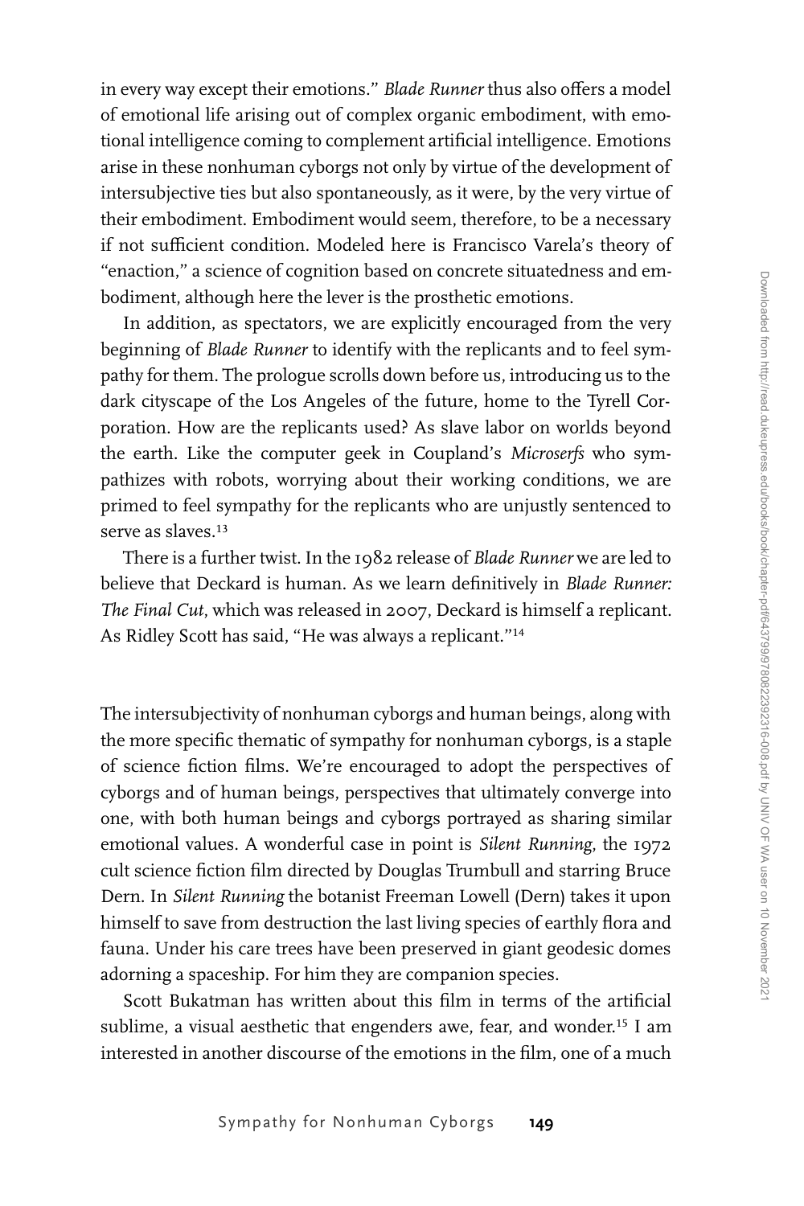in every way except their emotions." *Blade Runner* thus also offers a model of emotional life arising out of complex organic embodiment, with emotional intelligence coming to complement artificial intelligence. Emotions arise in these nonhuman cyborgs not only by virtue of the development of intersubjective ties but also spontaneously, as it were, by the very virtue of their embodiment. Embodiment would seem, therefore, to be a necessary if not sufficient condition. Modeled here is Francisco Varela's theory of "enaction," a science of cognition based on concrete situatedness and embodiment, although here the lever is the prosthetic emotions.

In addition, as spectators, we are explicitly encouraged from the very beginning of *Blade Runner* to identify with the replicants and to feel sympathy for them. The prologue scrolls down before us, introducing us to the dark cityscape of the Los Angeles of the future, home to the Tyrell Corporation. How are the replicants used? As slave labor on worlds beyond the earth. Like the computer geek in Coupland's *Microserfs* who sympathizes with robots, worrying about their working conditions, we are primed to feel sympathy for the replicants who are unjustly sentenced to serve as slaves.[13]

There is a further twist. In the 1982 release of *Blade Runner* we are led to believe that Deckard is human. As we learn definitively in *Blade Runner: The Final Cut*, which was released in 2007, Deckard is himself a replicant. As Ridley Scott has said, "He was always a replicant."[14]

The intersubjectivity of nonhuman cyborgs and human beings, along with the more specific thematic of sympathy for nonhuman cyborgs, is a staple of science fiction films. We're encouraged to adopt the perspectives of cyborgs and of human beings, perspectives that ultimately converge into one, with both human beings and cyborgs portrayed as sharing similar emotional values. A wonderful case in point is *Silent Running*, the 1972 cult science fiction film directed by Douglas Trumbull and starring Bruce Dern. In *Silent Running* the botanist Freeman Lowell (Dern) takes it upon himself to save from destruction the last living species of earthly flora and fauna. Under his care trees have been preserved in giant geodesic domes adorning a spaceship. For him they are companion species.

Scott Bukatman has written about this film in terms of the artificial sublime, a visual aesthetic that engenders awe, fear, and wonder.[15] I am interested in another discourse of the emotions in the film, one of a much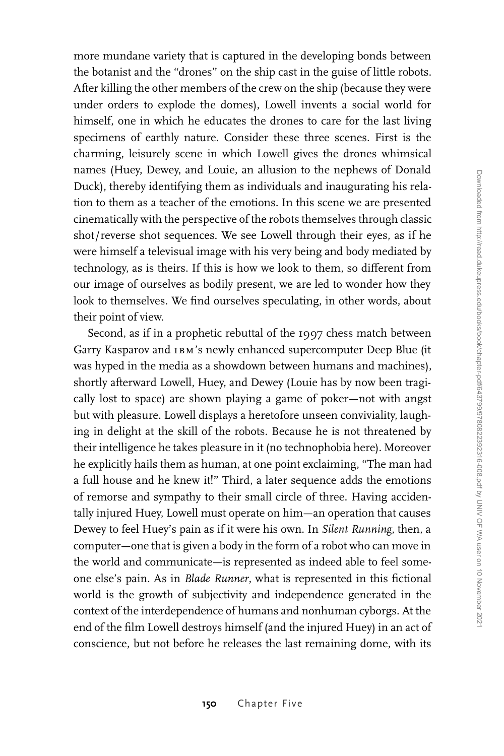more mundane variety that is captured in the developing bonds between the botanist and the "drones" on the ship cast in the guise of little robots. After killing the other members of the crew on the ship (because they were under orders to explode the domes), Lowell invents a social world for himself, one in which he educates the drones to care for the last living specimens of earthly nature. Consider these three scenes. First is the charming, leisurely scene in which Lowell gives the drones whimsical names (Huey, Dewey, and Louie, an allusion to the nephews of Donald Duck), thereby identifying them as individuals and inaugurating his relation to them as a teacher of the emotions. In this scene we are presented cinematically with the perspective of the robots themselves through classic shot/reverse shot sequences. We see Lowell through their eyes, as if he were himself a televisual image with his very being and body mediated by technology, as is theirs. If this is how we look to them, so different from our image of ourselves as bodily present, we are led to wonder how they look to themselves. We find ourselves speculating, in other words, about their point of view.

Second, as if in a prophetic rebuttal of the 1997 chess match between Garry Kasparov and IBM's newly enhanced supercomputer Deep Blue (it was hyped in the media as a showdown between humans and machines), shortly afterward Lowell, Huey, and Dewey (Louie has by now been tragically lost to space) are shown playing a game of poker—not with angst but with pleasure. Lowell displays a heretofore unseen conviviality, laughing in delight at the skill of the robots. Because he is not threatened by their intelligence he takes pleasure in it (no technophobia here). Moreover he explicitly hails them as human, at one point exclaiming, "The man had a full house and he knew it!" Third, a later sequence adds the emotions of remorse and sympathy to their small circle of three. Having accidentally injured Huey, Lowell must operate on him—an operation that causes Dewey to feel Huey's pain as if it were his own. In *Silent Running*, then, a computer—one that is given a body in the form of a robot who can move in the world and communicate—is represented as indeed able to feel someone else's pain. As in *Blade Runner*, what is represented in this fictional world is the growth of subjectivity and independence generated in the context of the interdependence of humans and nonhuman cyborgs. At the end of the film Lowell destroys himself (and the injured Huey) in an act of conscience, but not before he releases the last remaining dome, with its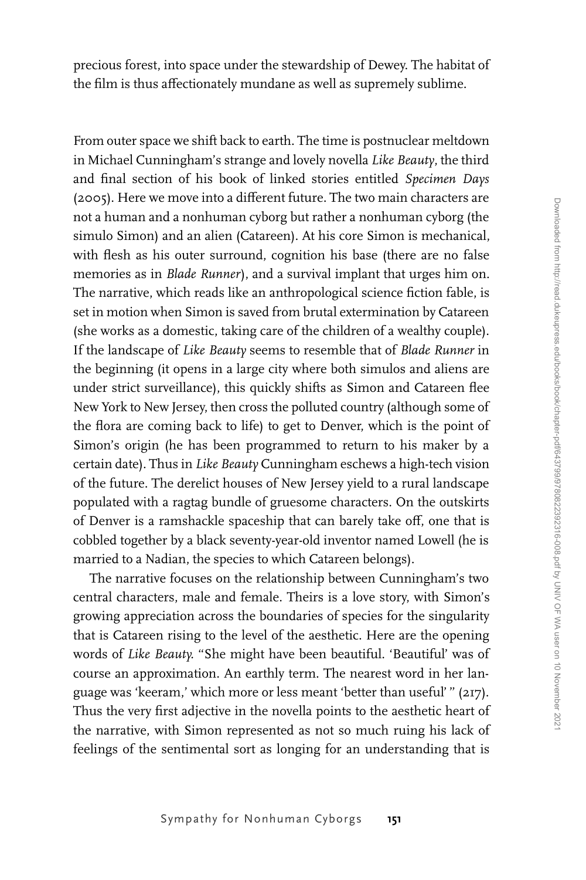precious forest, into space under the stewardship of Dewey. The habitat of the film is thus affectionately mundane as well as supremely sublime.

From outer space we shift back to earth. The time is postnuclear meltdown in Michael Cunningham's strange and lovely novella *Like Beauty*, the third and final section of his book of linked stories entitled *Specimen Days* (2005). Here we move into a different future. The two main characters are not a human and a nonhuman cyborg but rather a nonhuman cyborg (the simulo Simon) and an alien (Catareen). At his core Simon is mechanical, with flesh as his outer surround, cognition his base (there are no false memories as in *Blade Runner*), and a survival implant that urges him on. The narrative, which reads like an anthropological science fiction fable, is set in motion when Simon is saved from brutal extermination by Catareen (she works as a domestic, taking care of the children of a wealthy couple). If the landscape of *Like Beauty* seems to resemble that of *Blade Runner* in the beginning (it opens in a large city where both simulos and aliens are under strict surveillance), this quickly shifts as Simon and Catareen flee New York to New Jersey, then cross the polluted country (although some of the flora are coming back to life) to get to Denver, which is the point of Simon's origin (he has been programmed to return to his maker by a certain date). Thus in *Like Beauty* Cunningham eschews a high-tech vision of the future. The derelict houses of New Jersey yield to a rural landscape populated with a ragtag bundle of gruesome characters. On the outskirts of Denver is a ramshackle spaceship that can barely take off, one that is cobbled together by a black seventy-year-old inventor named Lowell (he is married to a Nadian, the species to which Catareen belongs).

The narrative focuses on the relationship between Cunningham's two central characters, male and female. Theirs is a love story, with Simon's growing appreciation across the boundaries of species for the singularity that is Catareen rising to the level of the aesthetic. Here are the opening words of *Like Beauty*. "She might have been beautiful. 'Beautiful' was of course an approximation. An earthly term. The nearest word in her language was 'keeram,' which more or less meant 'better than useful' " (217). Thus the very first adjective in the novella points to the aesthetic heart of the narrative, with Simon represented as not so much ruing his lack of feelings of the sentimental sort as longing for an understanding that is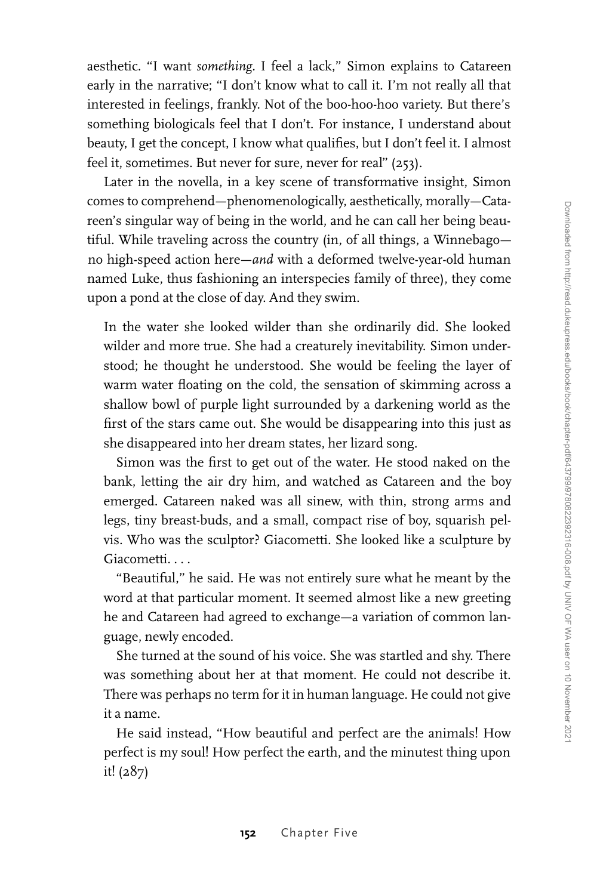aesthetic. "I want *something*. I feel a lack," Simon explains to Catareen early in the narrative; "I don't know what to call it. I'm not really all that interested in feelings, frankly. Not of the boo-hoo-hoo variety. But there's something biologicals feel that I don't. For instance, I understand about beauty, I get the concept, I know what qualifies, but I don't feel it. I almost feel it, sometimes. But never for sure, never for real" (253).

Later in the novella, in a key scene of transformative insight, Simon comes to comprehend—phenomenologically, aesthetically, morally—Catareen's singular way of being in the world, and he can call her being beautiful. While traveling across the country (in, of all things, a Winnebago—no high-speed action here—*and* with a deformed twelve-year-old human named Luke, thus fashioning an interspecies family of three), they come upon a pond at the close of day. And they swim.

> In the water she looked wilder than she ordinarily did. She looked wilder and more true. She had a creaturely inevitability. Simon understood; he thought he understood. She would be feeling the layer of warm water floating on the cold, the sensation of skimming across a shallow bowl of purple light surrounded by a darkening world as the first of the stars came out. She would be disappearing into this just as she disappeared into her dream states, her lizard song.
>
> Simon was the first to get out of the water. He stood naked on the bank, letting the air dry him, and watched as Catareen and the boy emerged. Catareen naked was all sinew, with thin, strong arms and legs, tiny breast-buds, and a small, compact rise of boy, squarish pelvis. Who was the sculptor? Giacometti. She looked like a sculpture by Giacometti. . . .
>
> "Beautiful," he said. He was not entirely sure what he meant by the word at that particular moment. It seemed almost like a new greeting he and Catareen had agreed to exchange—a variation of common language, newly encoded.
>
> She turned at the sound of his voice. She was startled and shy. There was something about her at that moment. He could not describe it. There was perhaps no term for it in human language. He could not give it a name.
>
> He said instead, "How beautiful and perfect are the animals! How perfect is my soul! How perfect the earth, and the minutest thing upon it! (287)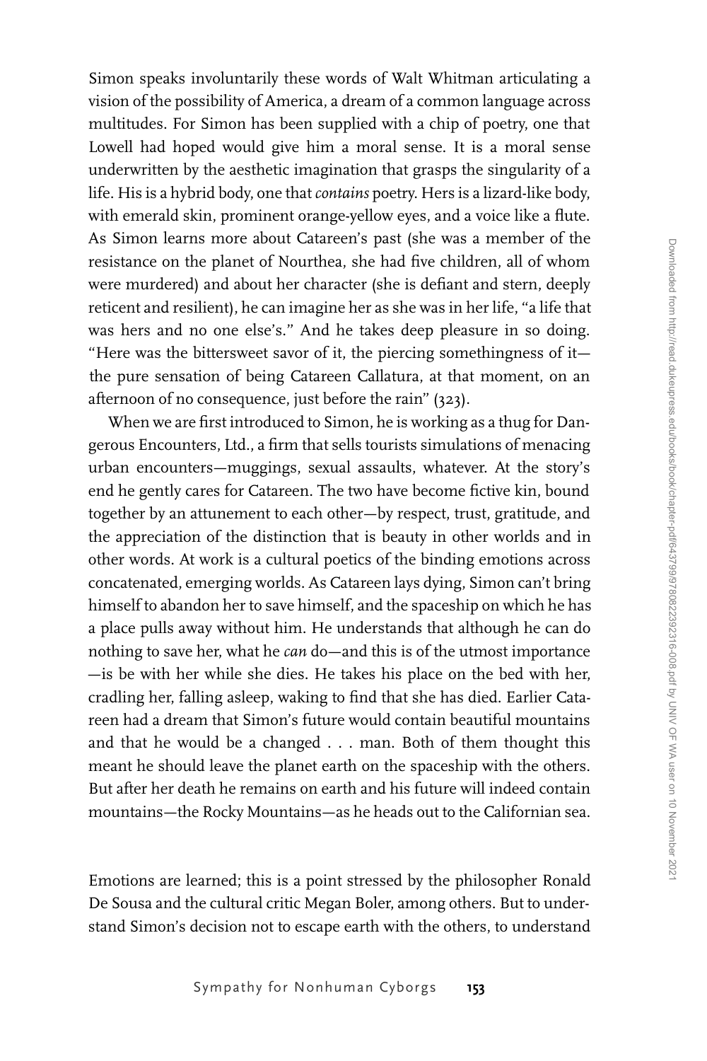Simon speaks involuntarily these words of Walt Whitman articulating a vision of the possibility of America, a dream of a common language across multitudes. For Simon has been supplied with a chip of poetry, one that Lowell had hoped would give him a moral sense. It is a moral sense underwritten by the aesthetic imagination that grasps the singularity of a life. His is a hybrid body, one that *contains* poetry. Hers is a lizard-like body, with emerald skin, prominent orange-yellow eyes, and a voice like a flute. As Simon learns more about Catareen's past (she was a member of the resistance on the planet of Nourthea, she had five children, all of whom were murdered) and about her character (she is defiant and stern, deeply reticent and resilient), he can imagine her as she was in her life, "a life that was hers and no one else's." And he takes deep pleasure in so doing. "Here was the bittersweet savor of it, the piercing somethingness of it—the pure sensation of being Catareen Callatura, at that moment, on an afternoon of no consequence, just before the rain" (323).

When we are first introduced to Simon, he is working as a thug for Dangerous Encounters, Ltd., a firm that sells tourists simulations of menacing urban encounters—muggings, sexual assaults, whatever. At the story's end he gently cares for Catareen. The two have become fictive kin, bound together by an attunement to each other—by respect, trust, gratitude, and the appreciation of the distinction that is beauty in other worlds and in other words. At work is a cultural poetics of the binding emotions across concatenated, emerging worlds. As Catareen lays dying, Simon can't bring himself to abandon her to save himself, and the spaceship on which he has a place pulls away without him. He understands that although he can do nothing to save her, what he *can* do—and this is of the utmost importance—is be with her while she dies. He takes his place on the bed with her, cradling her, falling asleep, waking to find that she has died. Earlier Catareen had a dream that Simon's future would contain beautiful mountains and that he would be a changed . . . man. Both of them thought this meant he should leave the planet earth on the spaceship with the others. But after her death he remains on earth and his future will indeed contain mountains—the Rocky Mountains—as he heads out to the Californian sea.

Emotions are learned; this is a point stressed by the philosopher Ronald De Sousa and the cultural critic Megan Boler, among others. But to understand Simon's decision not to escape earth with the others, to understand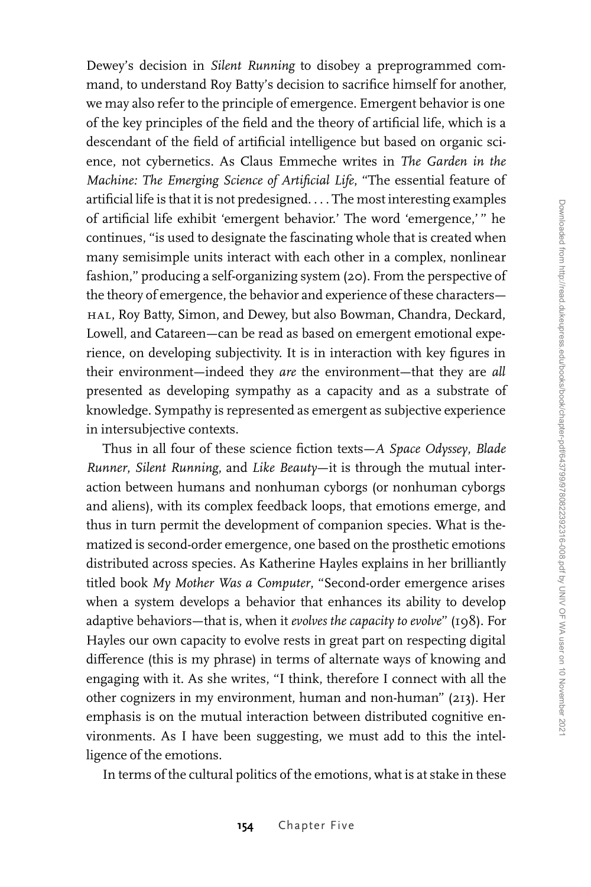Dewey's decision in *Silent Running* to disobey a preprogrammed command, to understand Roy Batty's decision to sacrifice himself for another, we may also refer to the principle of emergence. Emergent behavior is one of the key principles of the field and the theory of artificial life, which is a descendant of the field of artificial intelligence but based on organic science, not cybernetics. As Claus Emmeche writes in *The Garden in the Machine: The Emerging Science of Artificial Life*, "The essential feature of artificial life is that it is not predesigned. . . . The most interesting examples of artificial life exhibit 'emergent behavior.' The word 'emergence,'" he continues, "is used to designate the fascinating whole that is created when many semisimple units interact with each other in a complex, nonlinear fashion," producing a self-organizing system (20). From the perspective of the theory of emergence, the behavior and experience of these characters—HAL, Roy Batty, Simon, and Dewey, but also Bowman, Chandra, Deckard, Lowell, and Catareen—can be read as based on emergent emotional experience, on developing subjectivity. It is in interaction with key figures in their environment—indeed they *are* the environment—that they are *all* presented as developing sympathy as a capacity and as a substrate of knowledge. Sympathy is represented as emergent as subjective experience in intersubjective contexts.

Thus in all four of these science fiction texts—*A Space Odyssey*, *Blade Runner*, *Silent Running*, and *Like Beauty*—it is through the mutual interaction between humans and nonhuman cyborgs (or nonhuman cyborgs and aliens), with its complex feedback loops, that emotions emerge, and thus in turn permit the development of companion species. What is thematized is second-order emergence, one based on the prosthetic emotions distributed across species. As Katherine Hayles explains in her brilliantly titled book *My Mother Was a Computer*, "Second-order emergence arises when a system develops a behavior that enhances its ability to develop adaptive behaviors—that is, when it *evolves the capacity to evolve*" (198). For Hayles our own capacity to evolve rests in great part on respecting digital difference (this is my phrase) in terms of alternate ways of knowing and engaging with it. As she writes, "I think, therefore I connect with all the other cognizers in my environment, human and non-human" (213). Her emphasis is on the mutual interaction between distributed cognitive environments. As I have been suggesting, we must add to this the intelligence of the emotions.

In terms of the cultural politics of the emotions, what is at stake in these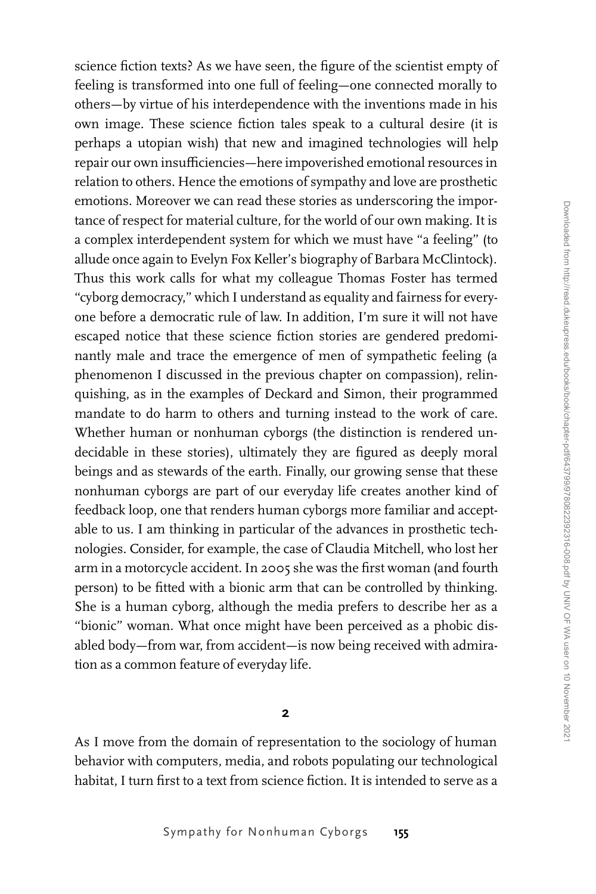science fiction texts? As we have seen, the figure of the scientist empty of feeling is transformed into one full of feeling—one connected morally to others—by virtue of his interdependence with the inventions made in his own image. These science fiction tales speak to a cultural desire (it is perhaps a utopian wish) that new and imagined technologies will help repair our own insufficiencies—here impoverished emotional resources in relation to others. Hence the emotions of sympathy and love are prosthetic emotions. Moreover we can read these stories as underscoring the importance of respect for material culture, for the world of our own making. It is a complex interdependent system for which we must have "a feeling" (to allude once again to Evelyn Fox Keller's biography of Barbara McClintock). Thus this work calls for what my colleague Thomas Foster has termed "cyborg democracy," which I understand as equality and fairness for everyone before a democratic rule of law. In addition, I'm sure it will not have escaped notice that these science fiction stories are gendered predominantly male and trace the emergence of men of sympathetic feeling (a phenomenon I discussed in the previous chapter on compassion), relinquishing, as in the examples of Deckard and Simon, their programmed mandate to do harm to others and turning instead to the work of care. Whether human or nonhuman cyborgs (the distinction is rendered undecidable in these stories), ultimately they are figured as deeply moral beings and as stewards of the earth. Finally, our growing sense that these nonhuman cyborgs are part of our everyday life creates another kind of feedback loop, one that renders human cyborgs more familiar and acceptable to us. I am thinking in particular of the advances in prosthetic technologies. Consider, for example, the case of Claudia Mitchell, who lost her arm in a motorcycle accident. In 2005 she was the first woman (and fourth person) to be fitted with a bionic arm that can be controlled by thinking. She is a human cyborg, although the media prefers to describe her as a "bionic" woman. What once might have been perceived as a phobic disabled body—from war, from accident—is now being received with admiration as a common feature of everyday life.

## 2

As I move from the domain of representation to the sociology of human behavior with computers, media, and robots populating our technological habitat, I turn first to a text from science fiction. It is intended to serve as a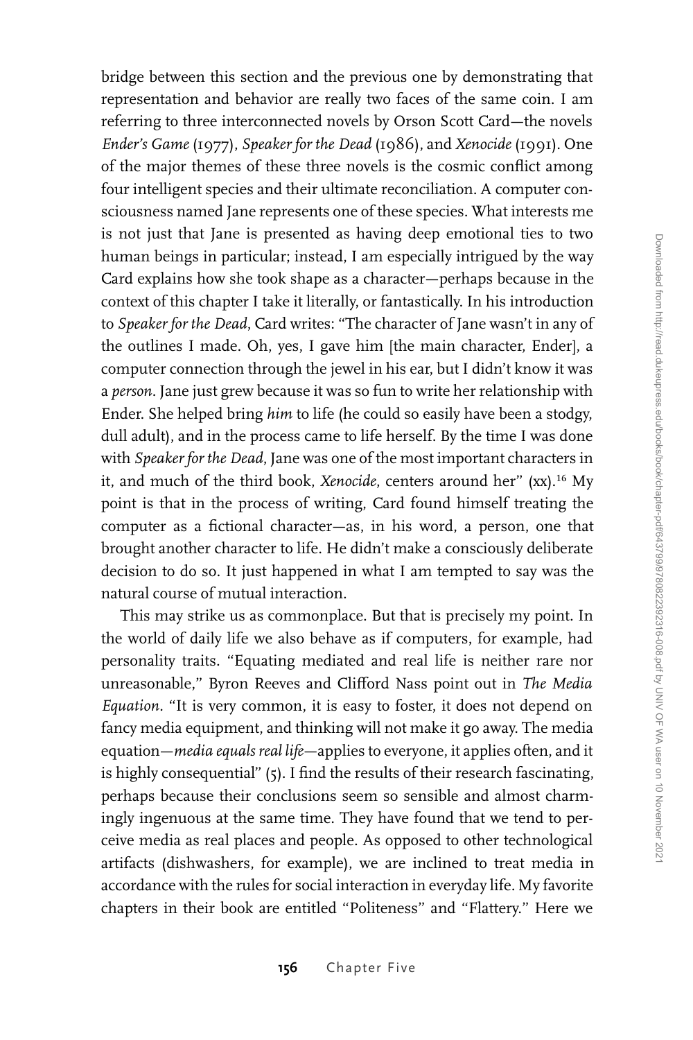bridge between this section and the previous one by demonstrating that representation and behavior are really two faces of the same coin. I am referring to three interconnected novels by Orson Scott Card—the novels *Ender's Game* (1977), *Speaker for the Dead* (1986), and *Xenocide* (1991). One of the major themes of these three novels is the cosmic conflict among four intelligent species and their ultimate reconciliation. A computer consciousness named Jane represents one of these species. What interests me is not just that Jane is presented as having deep emotional ties to two human beings in particular; instead, I am especially intrigued by the way Card explains how she took shape as a character—perhaps because in the context of this chapter I take it literally, or fantastically. In his introduction to *Speaker for the Dead*, Card writes: "The character of Jane wasn't in any of the outlines I made. Oh, yes, I gave him [the main character, Ender], a computer connection through the jewel in his ear, but I didn't know it was a *person*. Jane just grew because it was so fun to write her relationship with Ender. She helped bring *him* to life (he could so easily have been a stodgy, dull adult), and in the process came to life herself. By the time I was done with *Speaker for the Dead*, Jane was one of the most important characters in it, and much of the third book, *Xenocide*, centers around her" (xx).[16] My point is that in the process of writing, Card found himself treating the computer as a fictional character—as, in his word, a person, one that brought another character to life. He didn't make a consciously deliberate decision to do so. It just happened in what I am tempted to say was the natural course of mutual interaction.

This may strike us as commonplace. But that is precisely my point. In the world of daily life we also behave as if computers, for example, had personality traits. "Equating mediated and real life is neither rare nor unreasonable," Byron Reeves and Clifford Nass point out in *The Media Equation*. "It is very common, it is easy to foster, it does not depend on fancy media equipment, and thinking will not make it go away. The media equation—*media equals real life*—applies to everyone, it applies often, and it is highly consequential" (5). I find the results of their research fascinating, perhaps because their conclusions seem so sensible and almost charmingly ingenuous at the same time. They have found that we tend to perceive media as real places and people. As opposed to other technological artifacts (dishwashers, for example), we are inclined to treat media in accordance with the rules for social interaction in everyday life. My favorite chapters in their book are entitled "Politeness" and "Flattery." Here we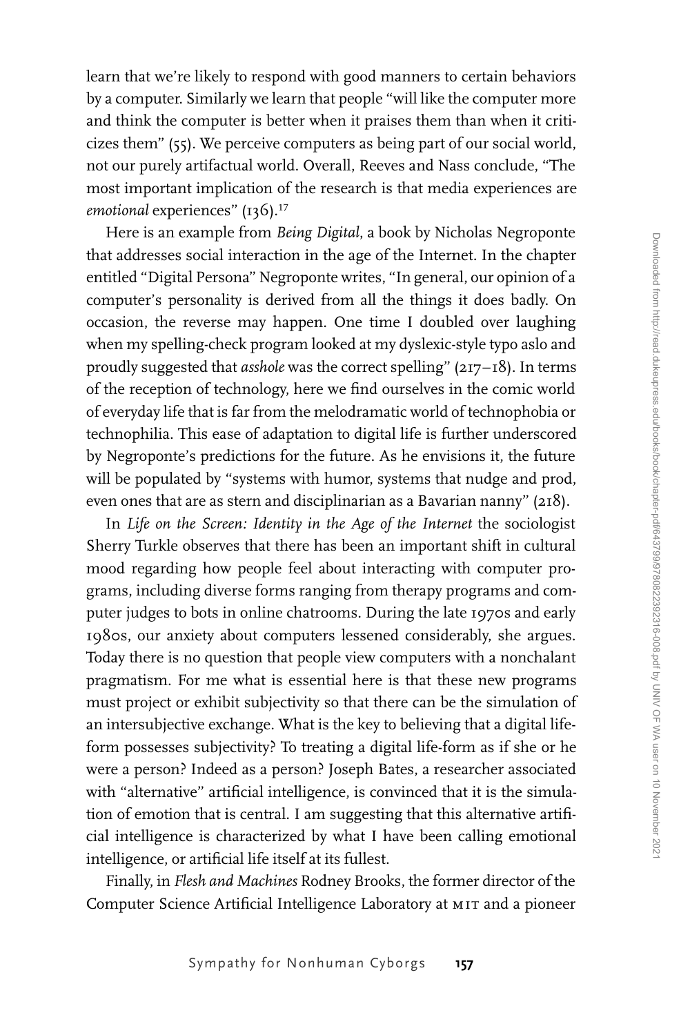learn that we're likely to respond with good manners to certain behaviors by a computer. Similarly we learn that people "will like the computer more and think the computer is better when it praises them than when it criticizes them" (55). We perceive computers as being part of our social world, not our purely artifactual world. Overall, Reeves and Nass conclude, "The most important implication of the research is that media experiences are *emotional* experiences" (136).[17]

Here is an example from *Being Digital*, a book by Nicholas Negroponte that addresses social interaction in the age of the Internet. In the chapter entitled "Digital Persona" Negroponte writes, "In general, our opinion of a computer's personality is derived from all the things it does badly. On occasion, the reverse may happen. One time I doubled over laughing when my spelling-check program looked at my dyslexic-style typo aslo and proudly suggested that *asshole* was the correct spelling" (217–18). In terms of the reception of technology, here we find ourselves in the comic world of everyday life that is far from the melodramatic world of technophobia or technophilia. This ease of adaptation to digital life is further underscored by Negroponte's predictions for the future. As he envisions it, the future will be populated by "systems with humor, systems that nudge and prod, even ones that are as stern and disciplinarian as a Bavarian nanny" (218).

In *Life on the Screen: Identity in the Age of the Internet* the sociologist Sherry Turkle observes that there has been an important shift in cultural mood regarding how people feel about interacting with computer programs, including diverse forms ranging from therapy programs and computer judges to bots in online chatrooms. During the late 1970s and early 1980s, our anxiety about computers lessened considerably, she argues. Today there is no question that people view computers with a nonchalant pragmatism. For me what is essential here is that these new programs must project or exhibit subjectivity so that there can be the simulation of an intersubjective exchange. What is the key to believing that a digital life-form possesses subjectivity? To treating a digital life-form as if she or he were a person? Indeed as a person? Joseph Bates, a researcher associated with "alternative" artificial intelligence, is convinced that it is the simulation of emotion that is central. I am suggesting that this alternative artificial intelligence is characterized by what I have been calling emotional intelligence, or artificial life itself at its fullest.

Finally, in *Flesh and Machines* Rodney Brooks, the former director of the Computer Science Artificial Intelligence Laboratory at MIT and a pioneer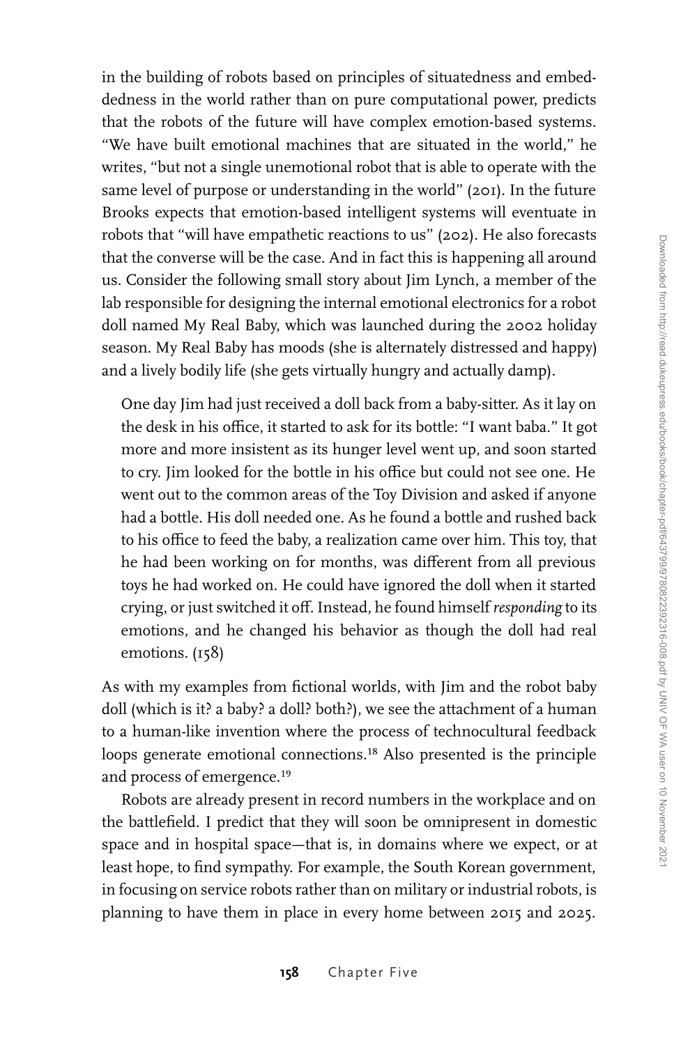in the building of robots based on principles of situatedness and embeddedness in the world rather than on pure computational power, predicts that the robots of the future will have complex emotion-based systems. "We have built emotional machines that are situated in the world," he writes, "but not a single unemotional robot that is able to operate with the same level of purpose or understanding in the world" (201). In the future Brooks expects that emotion-based intelligent systems will eventuate in robots that "will have empathetic reactions to us" (202). He also forecasts that the converse will be the case. And in fact this is happening all around us. Consider the following small story about Jim Lynch, a member of the lab responsible for designing the internal emotional electronics for a robot doll named My Real Baby, which was launched during the 2002 holiday season. My Real Baby has moods (she is alternately distressed and happy) and a lively bodily life (she gets virtually hungry and actually damp).

> One day Jim had just received a doll back from a baby-sitter. As it lay on the desk in his office, it started to ask for its bottle: "I want baba." It got more and more insistent as its hunger level went up, and soon started to cry. Jim looked for the bottle in his office but could not see one. He went out to the common areas of the Toy Division and asked if anyone had a bottle. His doll needed one. As he found a bottle and rushed back to his office to feed the baby, a realization came over him. This toy, that he had been working on for months, was different from all previous toys he had worked on. He could have ignored the doll when it started crying, or just switched it off. Instead, he found himself *responding* to its emotions, and he changed his behavior as though the doll had real emotions. (158)

As with my examples from fictional worlds, with Jim and the robot baby doll (which is it? a baby? a doll? both?), we see the attachment of a human to a human-like invention where the process of technocultural feedback loops generate emotional connections.[18] Also presented is the principle and process of emergence.[19]

Robots are already present in record numbers in the workplace and on the battlefield. I predict that they will soon be omnipresent in domestic space and in hospital space—that is, in domains where we expect, or at least hope, to find sympathy. For example, the South Korean government, in focusing on service robots rather than on military or industrial robots, is planning to have them in place in every home between 2015 and 2025.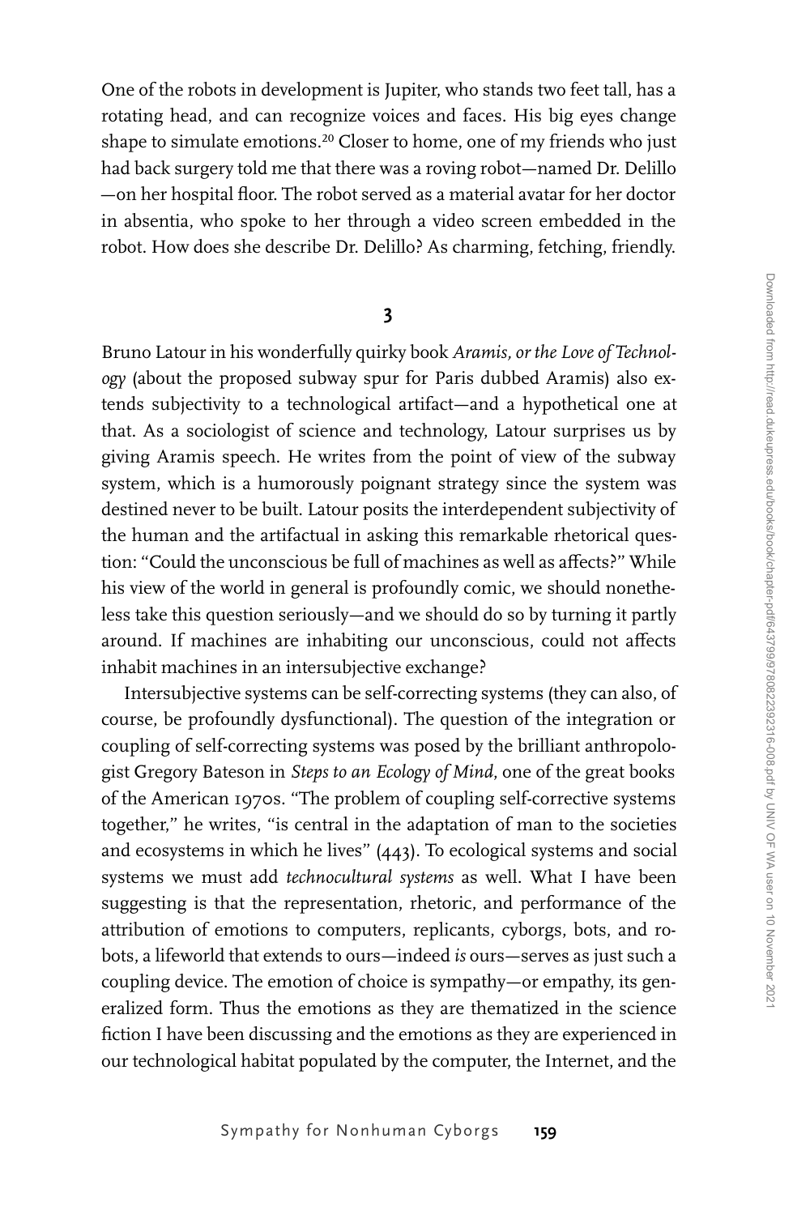One of the robots in development is Jupiter, who stands two feet tall, has a rotating head, and can recognize voices and faces. His big eyes change shape to simulate emotions.[20] Closer to home, one of my friends who just had back surgery told me that there was a roving robot—named Dr. Delillo—on her hospital floor. The robot served as a material avatar for her doctor in absentia, who spoke to her through a video screen embedded in the robot. How does she describe Dr. Delillo? As charming, fetching, friendly.

### 3

Bruno Latour in his wonderfully quirky book *Aramis, or the Love of Technology* (about the proposed subway spur for Paris dubbed Aramis) also extends subjectivity to a technological artifact—and a hypothetical one at that. As a sociologist of science and technology, Latour surprises us by giving Aramis speech. He writes from the point of view of the subway system, which is a humorously poignant strategy since the system was destined never to be built. Latour posits the interdependent subjectivity of the human and the artifactual in asking this remarkable rhetorical question: "Could the unconscious be full of machines as well as affects?" While his view of the world in general is profoundly comic, we should nonetheless take this question seriously—and we should do so by turning it partly around. If machines are inhabiting our unconscious, could not affects inhabit machines in an intersubjective exchange?

Intersubjective systems can be self-correcting systems (they can also, of course, be profoundly dysfunctional). The question of the integration or coupling of self-correcting systems was posed by the brilliant anthropologist Gregory Bateson in *Steps to an Ecology of Mind*, one of the great books of the American 1970s. "The problem of coupling self-corrective systems together," he writes, "is central in the adaptation of man to the societies and ecosystems in which he lives" (443). To ecological systems and social systems we must add *technocultural systems* as well. What I have been suggesting is that the representation, rhetoric, and performance of the attribution of emotions to computers, replicants, cyborgs, bots, and robots, a lifeworld that extends to ours—indeed *is* ours—serves as just such a coupling device. The emotion of choice is sympathy—or empathy, its generalized form. Thus the emotions as they are thematized in the science fiction I have been discussing and the emotions as they are experienced in our technological habitat populated by the computer, the Internet, and the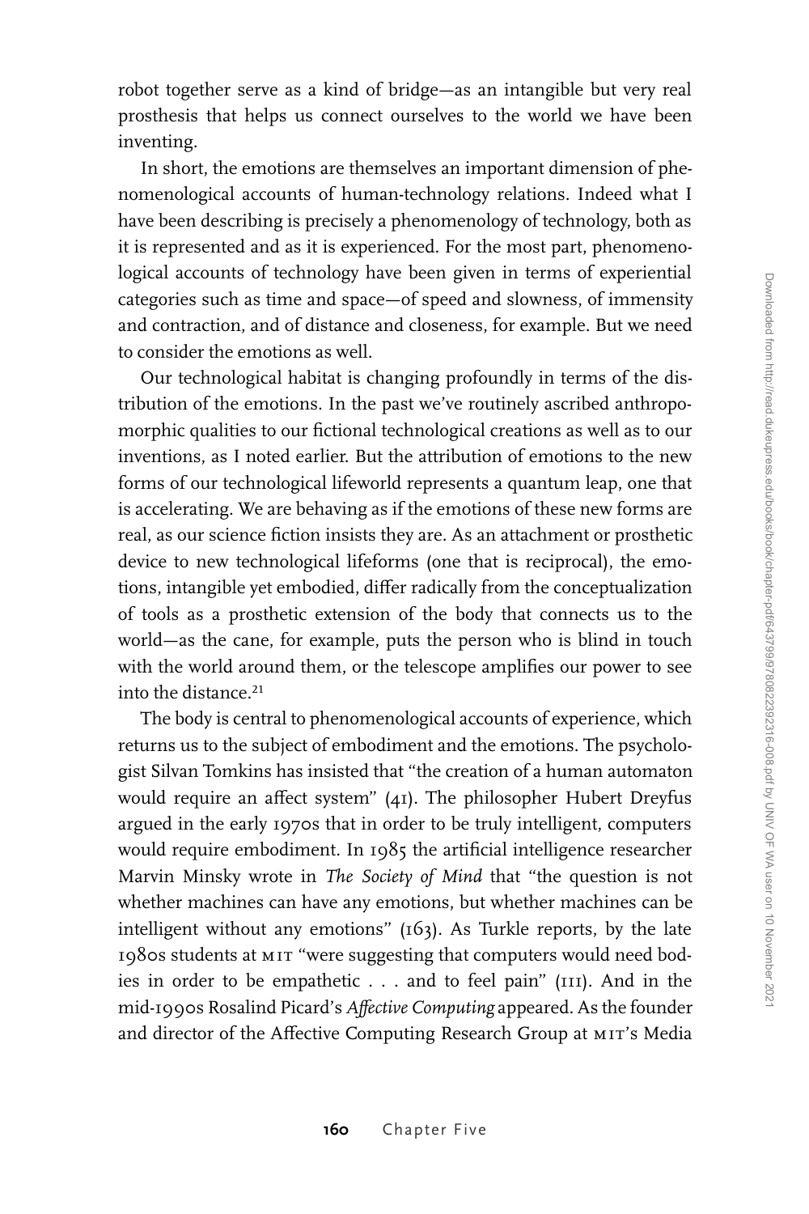robot together serve as a kind of bridge—as an intangible but very real prosthesis that helps us connect ourselves to the world we have been inventing.

In short, the emotions are themselves an important dimension of phenomenological accounts of human-technology relations. Indeed what I have been describing is precisely a phenomenology of technology, both as it is represented and as it is experienced. For the most part, phenomenological accounts of technology have been given in terms of experiential categories such as time and space—of speed and slowness, of immensity and contraction, and of distance and closeness, for example. But we need to consider the emotions as well.

Our technological habitat is changing profoundly in terms of the distribution of the emotions. In the past we've routinely ascribed anthropomorphic qualities to our fictional technological creations as well as to our inventions, as I noted earlier. But the attribution of emotions to the new forms of our technological lifeworld represents a quantum leap, one that is accelerating. We are behaving as if the emotions of these new forms are real, as our science fiction insists they are. As an attachment or prosthetic device to new technological lifeforms (one that is reciprocal), the emotions, intangible yet embodied, differ radically from the conceptualization of tools as a prosthetic extension of the body that connects us to the world—as the cane, for example, puts the person who is blind in touch with the world around them, or the telescope amplifies our power to see into the distance.[21]

The body is central to phenomenological accounts of experience, which returns us to the subject of embodiment and the emotions. The psychologist Silvan Tomkins has insisted that "the creation of a human automaton would require an affect system" (41). The philosopher Hubert Dreyfus argued in the early 1970s that in order to be truly intelligent, computers would require embodiment. In 1985 the artificial intelligence researcher Marvin Minsky wrote in *The Society of Mind* that "the question is not whether machines can have any emotions, but whether machines can be intelligent without any emotions" (163). As Turkle reports, by the late 1980s students at MIT "were suggesting that computers would need bodies in order to be empathetic . . . and to feel pain" (111). And in the mid-1990s Rosalind Picard's *Affective Computing* appeared. As the founder and director of the Affective Computing Research Group at MIT's Media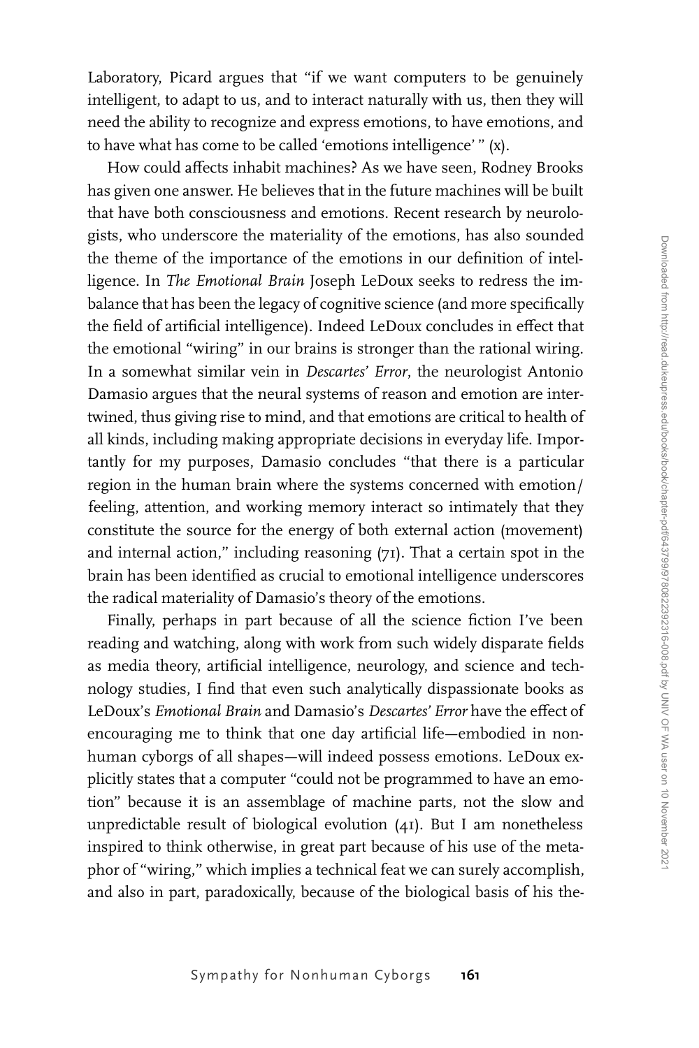Laboratory, Picard argues that "if we want computers to be genuinely intelligent, to adapt to us, and to interact naturally with us, then they will need the ability to recognize and express emotions, to have emotions, and to have what has come to be called 'emotions intelligence' " (x).

How could affects inhabit machines? As we have seen, Rodney Brooks has given one answer. He believes that in the future machines will be built that have both consciousness and emotions. Recent research by neurologists, who underscore the materiality of the emotions, has also sounded the theme of the importance of the emotions in our definition of intelligence. In *The Emotional Brain* Joseph LeDoux seeks to redress the imbalance that has been the legacy of cognitive science (and more specifically the field of artificial intelligence). Indeed LeDoux concludes in effect that the emotional "wiring" in our brains is stronger than the rational wiring. In a somewhat similar vein in *Descartes' Error*, the neurologist Antonio Damasio argues that the neural systems of reason and emotion are intertwined, thus giving rise to mind, and that emotions are critical to health of all kinds, including making appropriate decisions in everyday life. Importantly for my purposes, Damasio concludes "that there is a particular region in the human brain where the systems concerned with emotion/feeling, attention, and working memory interact so intimately that they constitute the source for the energy of both external action (movement) and internal action," including reasoning (71). That a certain spot in the brain has been identified as crucial to emotional intelligence underscores the radical materiality of Damasio's theory of the emotions.

Finally, perhaps in part because of all the science fiction I've been reading and watching, along with work from such widely disparate fields as media theory, artificial intelligence, neurology, and science and technology studies, I find that even such analytically dispassionate books as LeDoux's *Emotional Brain* and Damasio's *Descartes' Error* have the effect of encouraging me to think that one day artificial life—embodied in nonhuman cyborgs of all shapes—will indeed possess emotions. LeDoux explicitly states that a computer "could not be programmed to have an emotion" because it is an assemblage of machine parts, not the slow and unpredictable result of biological evolution (41). But I am nonetheless inspired to think otherwise, in great part because of his use of the metaphor of "wiring," which implies a technical feat we can surely accomplish, and also in part, paradoxically, because of the biological basis of his the-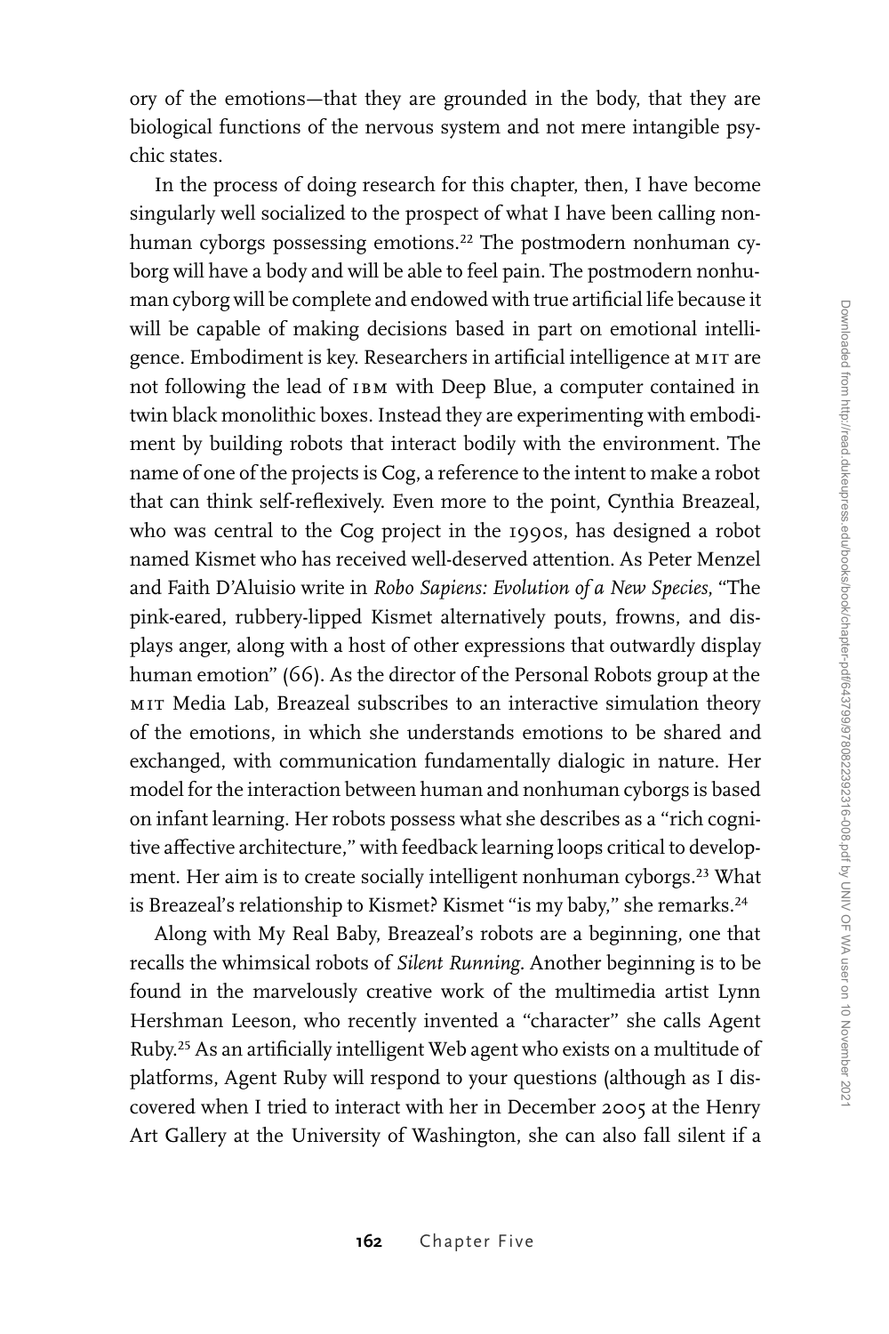ory of the emotions—that they are grounded in the body, that they are biological functions of the nervous system and not mere intangible psychic states.

In the process of doing research for this chapter, then, I have become singularly well socialized to the prospect of what I have been calling nonhuman cyborgs possessing emotions.[22] The postmodern nonhuman cyborg will have a body and will be able to feel pain. The postmodern nonhuman cyborg will be complete and endowed with true artificial life because it will be capable of making decisions based in part on emotional intelligence. Embodiment is key. Researchers in artificial intelligence at MIT are not following the lead of IBM with Deep Blue, a computer contained in twin black monolithic boxes. Instead they are experimenting with embodiment by building robots that interact bodily with the environment. The name of one of the projects is Cog, a reference to the intent to make a robot that can think self-reflexively. Even more to the point, Cynthia Breazeal, who was central to the Cog project in the 1990s, has designed a robot named Kismet who has received well-deserved attention. As Peter Menzel and Faith D'Aluisio write in *Robo Sapiens: Evolution of a New Species*, "The pink-eared, rubbery-lipped Kismet alternatively pouts, frowns, and displays anger, along with a host of other expressions that outwardly display human emotion" (66). As the director of the Personal Robots group at the MIT Media Lab, Breazeal subscribes to an interactive simulation theory of the emotions, in which she understands emotions to be shared and exchanged, with communication fundamentally dialogic in nature. Her model for the interaction between human and nonhuman cyborgs is based on infant learning. Her robots possess what she describes as a "rich cognitive affective architecture," with feedback learning loops critical to development. Her aim is to create socially intelligent nonhuman cyborgs.[23] What is Breazeal's relationship to Kismet? Kismet "is my baby," she remarks.[24]

Along with My Real Baby, Breazeal's robots are a beginning, one that recalls the whimsical robots of *Silent Running*. Another beginning is to be found in the marvelously creative work of the multimedia artist Lynn Hershman Leeson, who recently invented a "character" she calls Agent Ruby.[25] As an artificially intelligent Web agent who exists on a multitude of platforms, Agent Ruby will respond to your questions (although as I discovered when I tried to interact with her in December 2005 at the Henry Art Gallery at the University of Washington, she can also fall silent if a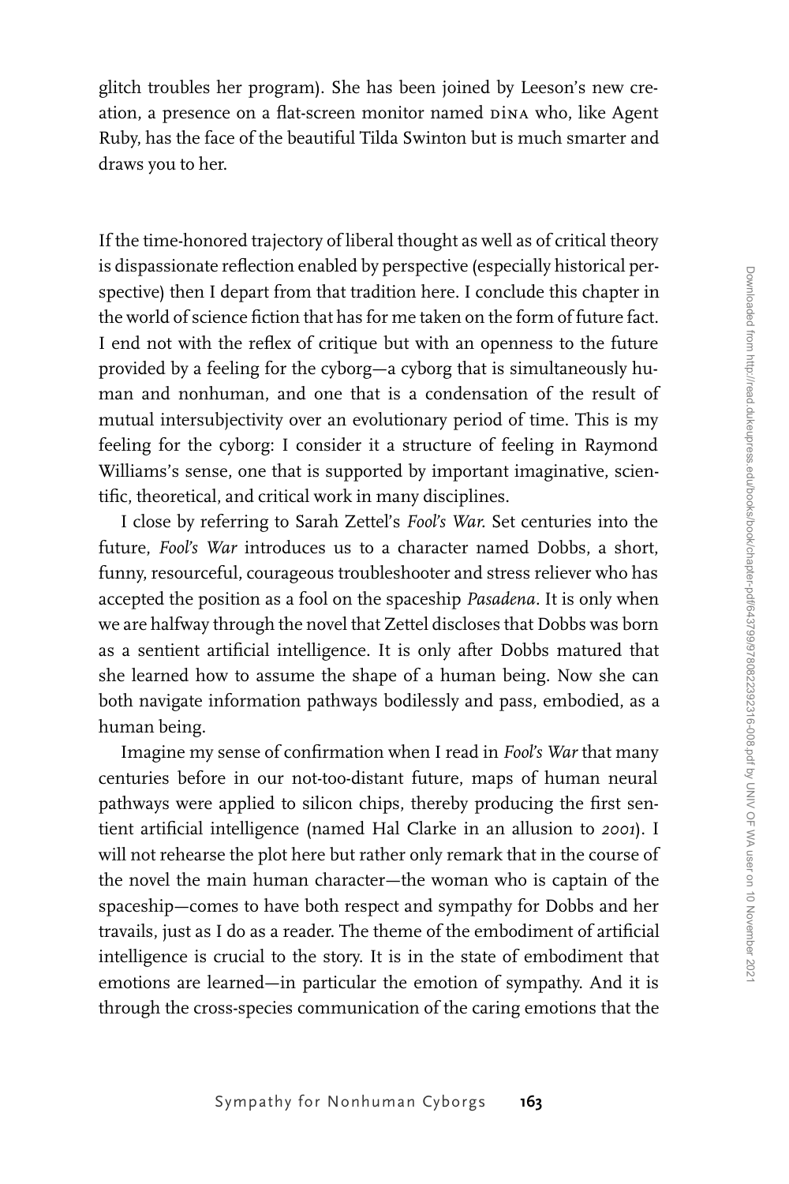glitch troubles her program). She has been joined by Leeson's new creation, a presence on a flat-screen monitor named DINA who, like Agent Ruby, has the face of the beautiful Tilda Swinton but is much smarter and draws you to her.

If the time-honored trajectory of liberal thought as well as of critical theory is dispassionate reflection enabled by perspective (especially historical perspective) then I depart from that tradition here. I conclude this chapter in the world of science fiction that has for me taken on the form of future fact. I end not with the reflex of critique but with an openness to the future provided by a feeling for the cyborg—a cyborg that is simultaneously human and nonhuman, and one that is a condensation of the result of mutual intersubjectivity over an evolutionary period of time. This is my feeling for the cyborg: I consider it a structure of feeling in Raymond Williams's sense, one that is supported by important imaginative, scientific, theoretical, and critical work in many disciplines.

I close by referring to Sarah Zettel's *Fool's War*. Set centuries into the future, *Fool's War* introduces us to a character named Dobbs, a short, funny, resourceful, courageous troubleshooter and stress reliever who has accepted the position as a fool on the spaceship *Pasadena*. It is only when we are halfway through the novel that Zettel discloses that Dobbs was born as a sentient artificial intelligence. It is only after Dobbs matured that she learned how to assume the shape of a human being. Now she can both navigate information pathways bodilessly and pass, embodied, as a human being.

Imagine my sense of confirmation when I read in *Fool's War* that many centuries before in our not-too-distant future, maps of human neural pathways were applied to silicon chips, thereby producing the first sentient artificial intelligence (named Hal Clarke in an allusion to *2001*). I will not rehearse the plot here but rather only remark that in the course of the novel the main human character—the woman who is captain of the spaceship—comes to have both respect and sympathy for Dobbs and her travails, just as I do as a reader. The theme of the embodiment of artificial intelligence is crucial to the story. It is in the state of embodiment that emotions are learned—in particular the emotion of sympathy. And it is through the cross-species communication of the caring emotions that the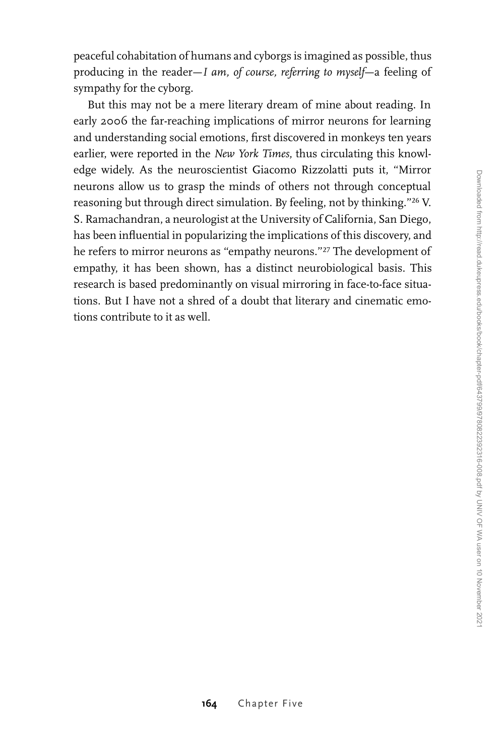peaceful cohabitation of humans and cyborgs is imagined as possible, thus producing in the reader—*I am, of course, referring to myself*—a feeling of sympathy for the cyborg.

But this may not be a mere literary dream of mine about reading. In early 2006 the far-reaching implications of mirror neurons for learning and understanding social emotions, first discovered in monkeys ten years earlier, were reported in the *New York Times*, thus circulating this knowledge widely. As the neuroscientist Giacomo Rizzolatti puts it, "Mirror neurons allow us to grasp the minds of others not through conceptual reasoning but through direct simulation. By feeling, not by thinking."[26] V. S. Ramachandran, a neurologist at the University of California, San Diego, has been influential in popularizing the implications of this discovery, and he refers to mirror neurons as "empathy neurons."[27] The development of empathy, it has been shown, has a distinct neurobiological basis. This research is based predominantly on visual mirroring in face-to-face situations. But I have not a shred of a doubt that literary and cinematic emotions contribute to it as well.